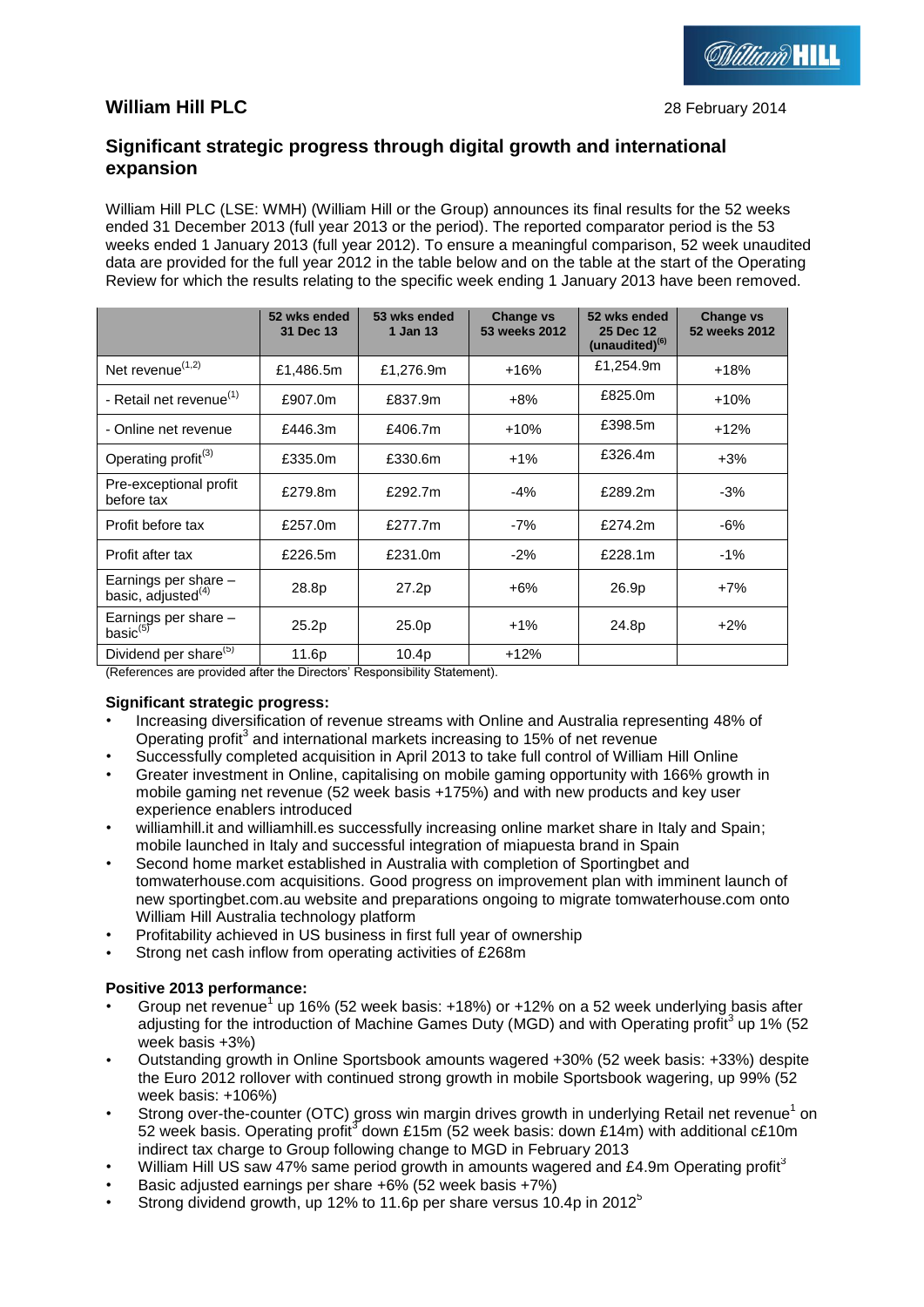# William Hill PLC

28 February 2014

## Significant strategic progress through digital growth and international expansion

William Hill PLC (LSE: WMH) (William Hill or the Group) announces its final results for the 52 weeks ended 31 December 2013 (full year 2013 or the period). The reported comparator period is the 53 weeks ended 1 January 2013 (full year 2012). To ensure a meaningful comparison, 52 week unaudited data are provided for the full year 2012 in the table below and on the table at the start of the Operating Review for which the results relating to the specific week ending 1 January 2013 have been removed.

| | 52 wks ended 31 Dec 13 | 53 wks ended 1 Jan 13 | Change vs 53 weeks 2012 | 52 wks ended 25 Dec 12 (unaudited)(6) | Change vs 52 weeks 2012 |
|---|---|---|---|---|---|
| Net revenue(1,2) | £1,486.5m | £1,276.9m | +16% | £1,254.9m | +18% |
| - Retail net revenue(1) | £907.0m | £837.9m | +8% | £825.0m | +10% |
| - Online net revenue | £446.3m | £406.7m | +10% | £398.5m | +12% |
| Operating profit(3) | £335.0m | £330.6m | +1% | £326.4m | +3% |
| Pre-exceptional profit before tax | £279.8m | £292.7m | -4% | £289.2m | -3% |
| Profit before tax | £257.0m | £277.7m | -7% | £274.2m | -6% |
| Profit after tax | £226.5m | £231.0m | -2% | £228.1m | -1% |
| Earnings per share – basic, adjusted(4) | 28.8p | 27.2p | +6% | 26.9p | +7% |
| Earnings per share – basic(5) | 25.2p | 25.0p | +1% | 24.8p | +2% |
| Dividend per share(5) | 11.6p | 10.4p | +12% | | |

(References are provided after the Directors' Responsibility Statement).

### Significant strategic progress:

- Increasing diversification of revenue streams with Online and Australia representing 48% of Operating profit[3] and international markets increasing to 15% of net revenue
- Successfully completed acquisition in April 2013 to take full control of William Hill Online
- Greater investment in Online, capitalising on mobile gaming opportunity with 166% growth in mobile gaming net revenue (52 week basis +175%) and with new products and key user experience enablers introduced
- williamhill.it and williamhill.es successfully increasing online market share in Italy and Spain; mobile launched in Italy and successful integration of miapuesta brand in Spain
- Second home market established in Australia with completion of Sportingbet and tomwaterhouse.com acquisitions. Good progress on improvement plan with imminent launch of new sportingbet.com.au website and preparations ongoing to migrate tomwaterhouse.com onto William Hill Australia technology platform
- Profitability achieved in US business in first full year of ownership
- Strong net cash inflow from operating activities of £268m

### Positive 2013 performance:

- Group net revenue[1] up 16% (52 week basis: +18%) or +12% on a 52 week underlying basis after adjusting for the introduction of Machine Games Duty (MGD) and with Operating profit[3] up 1% (52 week basis +3%)
- Outstanding growth in Online Sportsbook amounts wagered +30% (52 week basis: +33%) despite the Euro 2012 rollover with continued strong growth in mobile Sportsbook wagering, up 99% (52 week basis: +106%)
- Strong over-the-counter (OTC) gross win margin drives growth in underlying Retail net revenue[1] on 52 week basis. Operating profit[3] down £15m (52 week basis: down £14m) with additional c£10m indirect tax charge to Group following change to MGD in February 2013
- William Hill US saw 47% same period growth in amounts wagered and £4.9m Operating profit[3]
- Basic adjusted earnings per share +6% (52 week basis +7%)
- Strong dividend growth, up 12% to 11.6p per share versus 10.4p in 2012[5]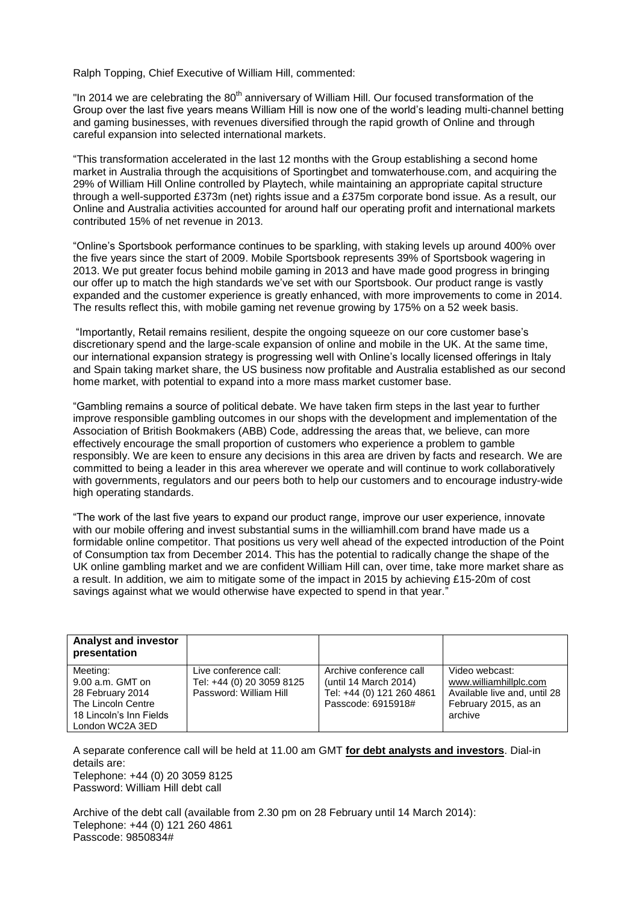Ralph Topping, Chief Executive of William Hill, commented:

"In 2014 we are celebrating the 80th anniversary of William Hill. Our focused transformation of the Group over the last five years means William Hill is now one of the world's leading multi-channel betting and gaming businesses, with revenues diversified through the rapid growth of Online and through careful expansion into selected international markets.

"This transformation accelerated in the last 12 months with the Group establishing a second home market in Australia through the acquisitions of Sportingbet and tomwaterhouse.com, and acquiring the 29% of William Hill Online controlled by Playtech, while maintaining an appropriate capital structure through a well-supported £373m (net) rights issue and a £375m corporate bond issue. As a result, our Online and Australia activities accounted for around half our operating profit and international markets contributed 15% of net revenue in 2013.

"Online's Sportsbook performance continues to be sparkling, with staking levels up around 400% over the five years since the start of 2009. Mobile Sportsbook represents 39% of Sportsbook wagering in 2013. We put greater focus behind mobile gaming in 2013 and have made good progress in bringing our offer up to match the high standards we've set with our Sportsbook. Our product range is vastly expanded and the customer experience is greatly enhanced, with more improvements to come in 2014. The results reflect this, with mobile gaming net revenue growing by 175% on a 52 week basis.

"Importantly, Retail remains resilient, despite the ongoing squeeze on our core customer base's discretionary spend and the large-scale expansion of online and mobile in the UK. At the same time, our international expansion strategy is progressing well with Online's locally licensed offerings in Italy and Spain taking market share, the US business now profitable and Australia established as our second home market, with potential to expand into a more mass market customer base.

"Gambling remains a source of political debate. We have taken firm steps in the last year to further improve responsible gambling outcomes in our shops with the development and implementation of the Association of British Bookmakers (ABB) Code, addressing the areas that, we believe, can more effectively encourage the small proportion of customers who experience a problem to gamble responsibly. We are keen to ensure any decisions in this area are driven by facts and research. We are committed to being a leader in this area wherever we operate and will continue to work collaboratively with governments, regulators and our peers both to help our customers and to encourage industry-wide high operating standards.

"The work of the last five years to expand our product range, improve our user experience, innovate with our mobile offering and invest substantial sums in the williamhill.com brand have made us a formidable online competitor. That positions us very well ahead of the expected introduction of the Point of Consumption tax from December 2014. This has the potential to radically change the shape of the UK online gambling market and we are confident William Hill can, over time, take more market share as a result. In addition, we aim to mitigate some of the impact in 2015 by achieving £15-20m of cost savings against what we would otherwise have expected to spend in that year."

| **Analyst and investor presentation** | | | |
|---|---|---|---|
| Meeting:<br>9.00 a.m. GMT on<br>28 February 2014<br>The Lincoln Centre<br>18 Lincoln's Inn Fields<br>London WC2A 3ED | Live conference call:<br>Tel: +44 (0) 20 3059 8125<br>Password: William Hill | Archive conference call<br>(until 14 March 2014)<br>Tel: +44 (0) 121 260 4861<br>Passcode: 6915918# | Video webcast:<br>www.williamhillplc.com<br>Available live and, until 28 February 2015, as an archive |

A separate conference call will be held at 11.00 am GMT **for debt analysts and investors**. Dial-in details are:
Telephone: +44 (0) 20 3059 8125
Password: William Hill debt call

Archive of the debt call (available from 2.30 pm on 28 February until 14 March 2014):
Telephone: +44 (0) 121 260 4861
Passcode: 9850834#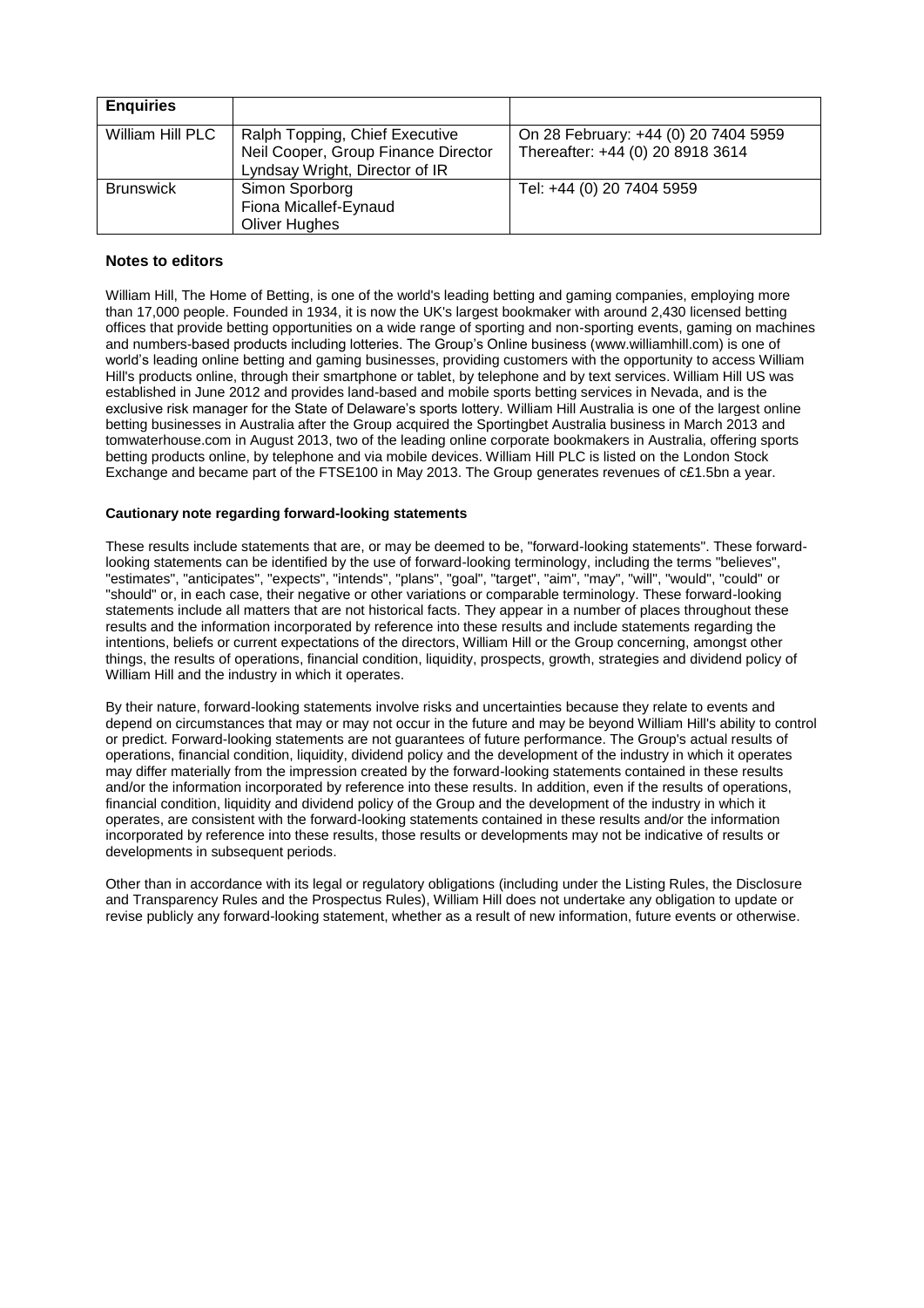| **Enquiries** | | |
|---|---|---|
| William Hill PLC | Ralph Topping, Chief Executive<br>Neil Cooper, Group Finance Director<br>Lyndsay Wright, Director of IR | On 28 February: +44 (0) 20 7404 5959<br>Thereafter: +44 (0) 20 8918 3614 |
| Brunswick | Simon Sporborg<br>Fiona Micallef-Eynaud<br>Oliver Hughes | Tel: +44 (0) 20 7404 5959 |

## Notes to editors

William Hill, The Home of Betting, is one of the world's leading betting and gaming companies, employing more than 17,000 people. Founded in 1934, it is now the UK's largest bookmaker with around 2,430 licensed betting offices that provide betting opportunities on a wide range of sporting and non-sporting events, gaming on machines and numbers-based products including lotteries. The Group's Online business (www.williamhill.com) is one of world's leading online betting and gaming businesses, providing customers with the opportunity to access William Hill's products online, through their smartphone or tablet, by telephone and by text services. William Hill US was established in June 2012 and provides land-based and mobile sports betting services in Nevada, and is the exclusive risk manager for the State of Delaware's sports lottery. William Hill Australia is one of the largest online betting businesses in Australia after the Group acquired the Sportingbet Australia business in March 2013 and tomwaterhouse.com in August 2013, two of the leading online corporate bookmakers in Australia, offering sports betting products online, by telephone and via mobile devices. William Hill PLC is listed on the London Stock Exchange and became part of the FTSE100 in May 2013. The Group generates revenues of c£1.5bn a year.

### Cautionary note regarding forward-looking statements

These results include statements that are, or may be deemed to be, "forward-looking statements". These forward-looking statements can be identified by the use of forward-looking terminology, including the terms "believes", "estimates", "anticipates", "expects", "intends", "plans", "goal", "target", "aim", "may", "will", "would", "could" or "should" or, in each case, their negative or other variations or comparable terminology. These forward-looking statements include all matters that are not historical facts. They appear in a number of places throughout these results and the information incorporated by reference into these results and include statements regarding the intentions, beliefs or current expectations of the directors, William Hill or the Group concerning, amongst other things, the results of operations, financial condition, liquidity, prospects, growth, strategies and dividend policy of William Hill and the industry in which it operates.

By their nature, forward-looking statements involve risks and uncertainties because they relate to events and depend on circumstances that may or may not occur in the future and may be beyond William Hill's ability to control or predict. Forward-looking statements are not guarantees of future performance. The Group's actual results of operations, financial condition, liquidity, dividend policy and the development of the industry in which it operates may differ materially from the impression created by the forward-looking statements contained in these results and/or the information incorporated by reference into these results. In addition, even if the results of operations, financial condition, liquidity and dividend policy of the Group and the development of the industry in which it operates, are consistent with the forward-looking statements contained in these results and/or the information incorporated by reference into these results, those results or developments may not be indicative of results or developments in subsequent periods.

Other than in accordance with its legal or regulatory obligations (including under the Listing Rules, the Disclosure and Transparency Rules and the Prospectus Rules), William Hill does not undertake any obligation to update or revise publicly any forward-looking statement, whether as a result of new information, future events or otherwise.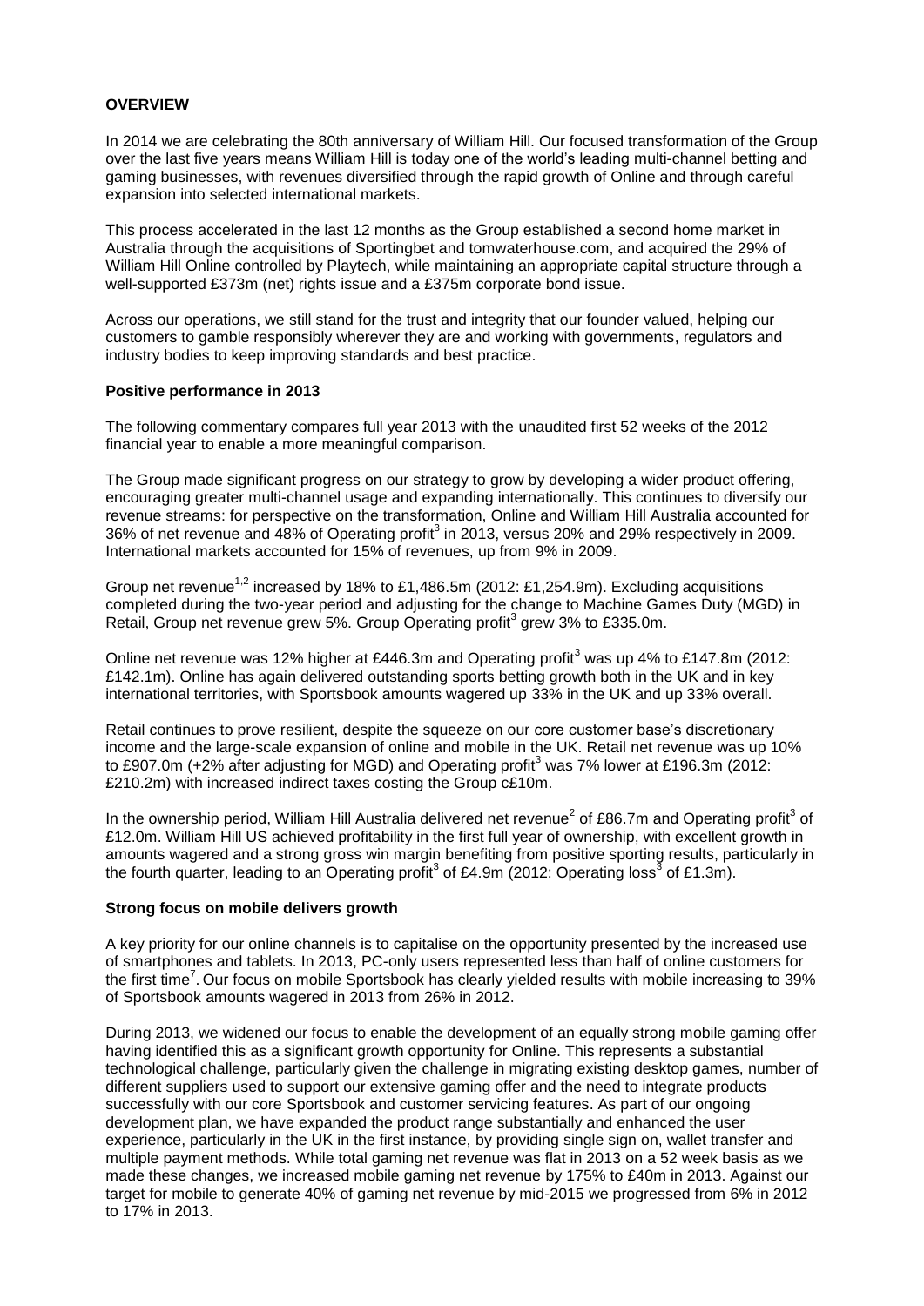**OVERVIEW**

In 2014 we are celebrating the 80th anniversary of William Hill. Our focused transformation of the Group over the last five years means William Hill is today one of the world's leading multi-channel betting and gaming businesses, with revenues diversified through the rapid growth of Online and through careful expansion into selected international markets.

This process accelerated in the last 12 months as the Group established a second home market in Australia through the acquisitions of Sportingbet and tomwaterhouse.com, and acquired the 29% of William Hill Online controlled by Playtech, while maintaining an appropriate capital structure through a well-supported £373m (net) rights issue and a £375m corporate bond issue.

Across our operations, we still stand for the trust and integrity that our founder valued, helping our customers to gamble responsibly wherever they are and working with governments, regulators and industry bodies to keep improving standards and best practice.

**Positive performance in 2013**

The following commentary compares full year 2013 with the unaudited first 52 weeks of the 2012 financial year to enable a more meaningful comparison.

The Group made significant progress on our strategy to grow by developing a wider product offering, encouraging greater multi-channel usage and expanding internationally. This continues to diversify our revenue streams: for perspective on the transformation, Online and William Hill Australia accounted for 36% of net revenue and 48% of Operating profit[3] in 2013, versus 20% and 29% respectively in 2009. International markets accounted for 15% of revenues, up from 9% in 2009.

Group net revenue[1,2] increased by 18% to £1,486.5m (2012: £1,254.9m). Excluding acquisitions completed during the two-year period and adjusting for the change to Machine Games Duty (MGD) in Retail, Group net revenue grew 5%. Group Operating profit[3] grew 3% to £335.0m.

Online net revenue was 12% higher at £446.3m and Operating profit[3] was up 4% to £147.8m (2012: £142.1m). Online has again delivered outstanding sports betting growth both in the UK and in key international territories, with Sportsbook amounts wagered up 33% in the UK and up 33% overall.

Retail continues to prove resilient, despite the squeeze on our core customer base's discretionary income and the large-scale expansion of online and mobile in the UK. Retail net revenue was up 10% to £907.0m (+2% after adjusting for MGD) and Operating profit[3] was 7% lower at £196.3m (2012: £210.2m) with increased indirect taxes costing the Group c£10m.

In the ownership period, William Hill Australia delivered net revenue[2] of £86.7m and Operating profit[3] of £12.0m. William Hill US achieved profitability in the first full year of ownership, with excellent growth in amounts wagered and a strong gross win margin benefiting from positive sporting results, particularly in the fourth quarter, leading to an Operating profit[3] of £4.9m (2012: Operating loss[3] of £1.3m).

**Strong focus on mobile delivers growth**

A key priority for our online channels is to capitalise on the opportunity presented by the increased use of smartphones and tablets. In 2013, PC-only users represented less than half of online customers for the first time[7]. Our focus on mobile Sportsbook has clearly yielded results with mobile increasing to 39% of Sportsbook amounts wagered in 2013 from 26% in 2012.

During 2013, we widened our focus to enable the development of an equally strong mobile gaming offer having identified this as a significant growth opportunity for Online. This represents a substantial technological challenge, particularly given the challenge in migrating existing desktop games, number of different suppliers used to support our extensive gaming offer and the need to integrate products successfully with our core Sportsbook and customer servicing features. As part of our ongoing development plan, we have expanded the product range substantially and enhanced the user experience, particularly in the UK in the first instance, by providing single sign on, wallet transfer and multiple payment methods. While total gaming net revenue was flat in 2013 on a 52 week basis as we made these changes, we increased mobile gaming net revenue by 175% to £40m in 2013. Against our target for mobile to generate 40% of gaming net revenue by mid-2015 we progressed from 6% in 2012 to 17% in 2013.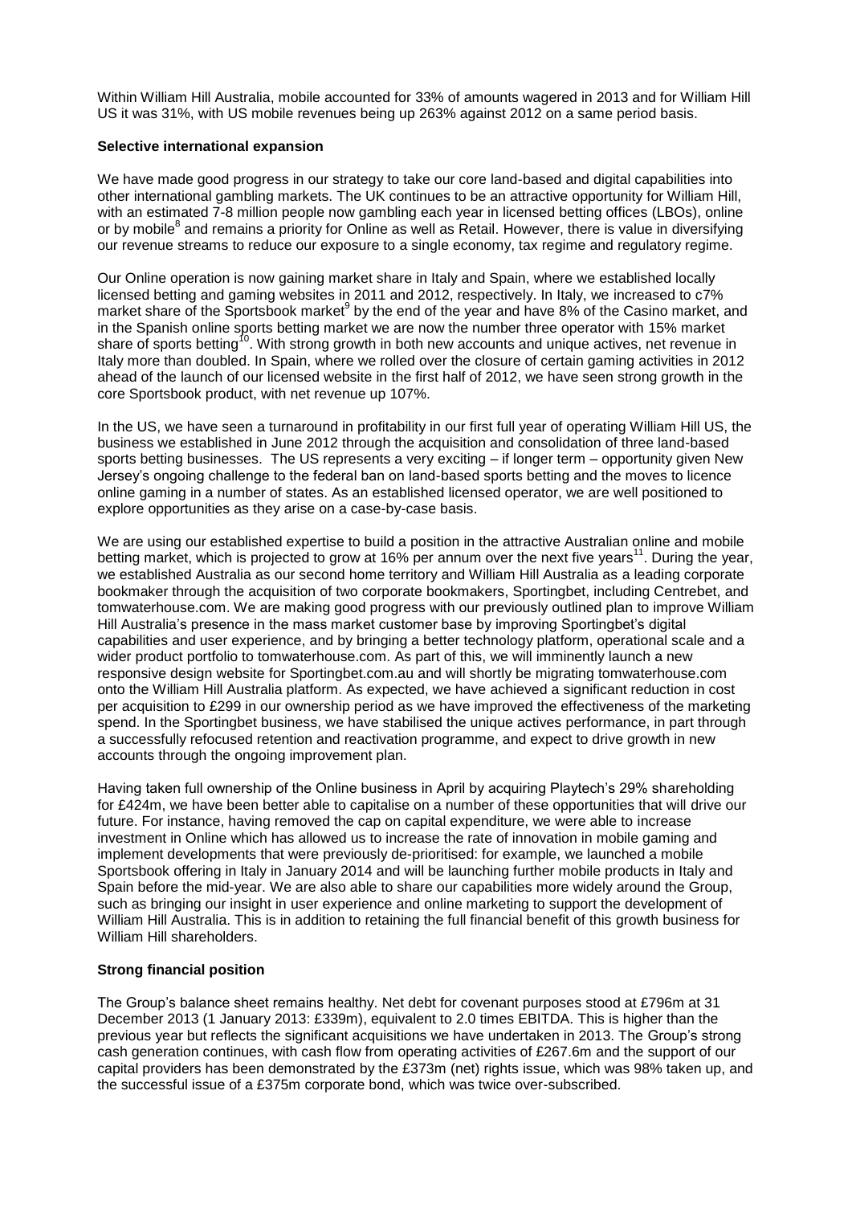Within William Hill Australia, mobile accounted for 33% of amounts wagered in 2013 and for William Hill US it was 31%, with US mobile revenues being up 263% against 2012 on a same period basis.

**Selective international expansion**

We have made good progress in our strategy to take our core land-based and digital capabilities into other international gambling markets. The UK continues to be an attractive opportunity for William Hill, with an estimated 7-8 million people now gambling each year in licensed betting offices (LBOs), online or by mobile[8] and remains a priority for Online as well as Retail. However, there is value in diversifying our revenue streams to reduce our exposure to a single economy, tax regime and regulatory regime.

Our Online operation is now gaining market share in Italy and Spain, where we established locally licensed betting and gaming websites in 2011 and 2012, respectively. In Italy, we increased to c7% market share of the Sportsbook market[9] by the end of the year and have 8% of the Casino market, and in the Spanish online sports betting market we are now the number three operator with 15% market share of sports betting[10]. With strong growth in both new accounts and unique actives, net revenue in Italy more than doubled. In Spain, where we rolled over the closure of certain gaming activities in 2012 ahead of the launch of our licensed website in the first half of 2012, we have seen strong growth in the core Sportsbook product, with net revenue up 107%.

In the US, we have seen a turnaround in profitability in our first full year of operating William Hill US, the business we established in June 2012 through the acquisition and consolidation of three land-based sports betting businesses. The US represents a very exciting – if longer term – opportunity given New Jersey's ongoing challenge to the federal ban on land-based sports betting and the moves to licence online gaming in a number of states. As an established licensed operator, we are well positioned to explore opportunities as they arise on a case-by-case basis.

We are using our established expertise to build a position in the attractive Australian online and mobile betting market, which is projected to grow at 16% per annum over the next five years[11]. During the year, we established Australia as our second home territory and William Hill Australia as a leading corporate bookmaker through the acquisition of two corporate bookmakers, Sportingbet, including Centrebet, and tomwaterhouse.com. We are making good progress with our previously outlined plan to improve William Hill Australia's presence in the mass market customer base by improving Sportingbet's digital capabilities and user experience, and by bringing a better technology platform, operational scale and a wider product portfolio to tomwaterhouse.com. As part of this, we will imminently launch a new responsive design website for Sportingbet.com.au and will shortly be migrating tomwaterhouse.com onto the William Hill Australia platform. As expected, we have achieved a significant reduction in cost per acquisition to £299 in our ownership period as we have improved the effectiveness of the marketing spend. In the Sportingbet business, we have stabilised the unique actives performance, in part through a successfully refocused retention and reactivation programme, and expect to drive growth in new accounts through the ongoing improvement plan.

Having taken full ownership of the Online business in April by acquiring Playtech's 29% shareholding for £424m, we have been better able to capitalise on a number of these opportunities that will drive our future. For instance, having removed the cap on capital expenditure, we were able to increase investment in Online which has allowed us to increase the rate of innovation in mobile gaming and implement developments that were previously de-prioritised: for example, we launched a mobile Sportsbook offering in Italy in January 2014 and will be launching further mobile products in Italy and Spain before the mid-year. We are also able to share our capabilities more widely around the Group, such as bringing our insight in user experience and online marketing to support the development of William Hill Australia. This is in addition to retaining the full financial benefit of this growth business for William Hill shareholders.

**Strong financial position**

The Group's balance sheet remains healthy. Net debt for covenant purposes stood at £796m at 31 December 2013 (1 January 2013: £339m), equivalent to 2.0 times EBITDA. This is higher than the previous year but reflects the significant acquisitions we have undertaken in 2013. The Group's strong cash generation continues, with cash flow from operating activities of £267.6m and the support of our capital providers has been demonstrated by the £373m (net) rights issue, which was 98% taken up, and the successful issue of a £375m corporate bond, which was twice over-subscribed.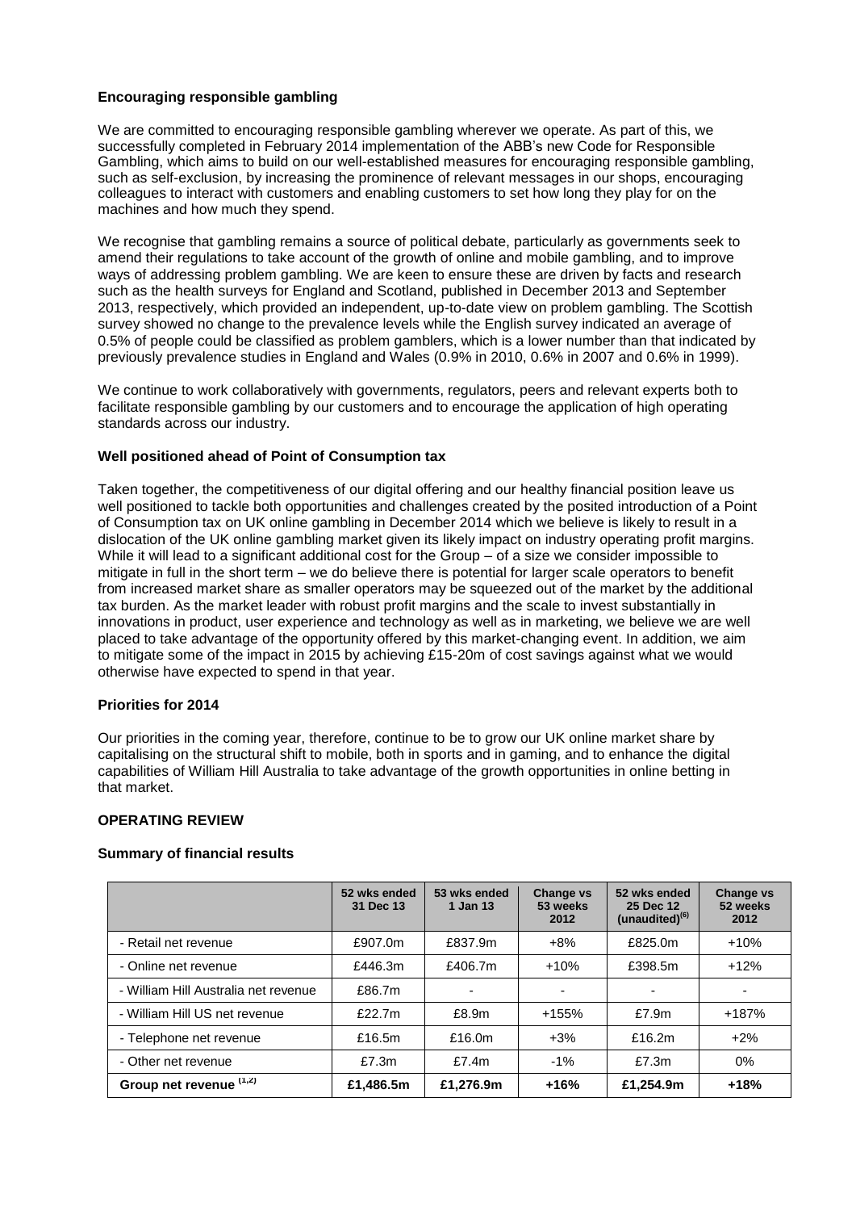**Encouraging responsible gambling**

We are committed to encouraging responsible gambling wherever we operate. As part of this, we successfully completed in February 2014 implementation of the ABB's new Code for Responsible Gambling, which aims to build on our well-established measures for encouraging responsible gambling, such as self-exclusion, by increasing the prominence of relevant messages in our shops, encouraging colleagues to interact with customers and enabling customers to set how long they play for on the machines and how much they spend.

We recognise that gambling remains a source of political debate, particularly as governments seek to amend their regulations to take account of the growth of online and mobile gambling, and to improve ways of addressing problem gambling. We are keen to ensure these are driven by facts and research such as the health surveys for England and Scotland, published in December 2013 and September 2013, respectively, which provided an independent, up-to-date view on problem gambling. The Scottish survey showed no change to the prevalence levels while the English survey indicated an average of 0.5% of people could be classified as problem gamblers, which is a lower number than that indicated by previously prevalence studies in England and Wales (0.9% in 2010, 0.6% in 2007 and 0.6% in 1999).

We continue to work collaboratively with governments, regulators, peers and relevant experts both to facilitate responsible gambling by our customers and to encourage the application of high operating standards across our industry.

**Well positioned ahead of Point of Consumption tax**

Taken together, the competitiveness of our digital offering and our healthy financial position leave us well positioned to tackle both opportunities and challenges created by the posited introduction of a Point of Consumption tax on UK online gambling in December 2014 which we believe is likely to result in a dislocation of the UK online gambling market given its likely impact on industry operating profit margins. While it will lead to a significant additional cost for the Group – of a size we consider impossible to mitigate in full in the short term – we do believe there is potential for larger scale operators to benefit from increased market share as smaller operators may be squeezed out of the market by the additional tax burden. As the market leader with robust profit margins and the scale to invest substantially in innovations in product, user experience and technology as well as in marketing, we believe we are well placed to take advantage of the opportunity offered by this market-changing event. In addition, we aim to mitigate some of the impact in 2015 by achieving £15-20m of cost savings against what we would otherwise have expected to spend in that year.

**Priorities for 2014**

Our priorities in the coming year, therefore, continue to be to grow our UK online market share by capitalising on the structural shift to mobile, both in sports and in gaming, and to enhance the digital capabilities of William Hill Australia to take advantage of the growth opportunities in online betting in that market.

**OPERATING REVIEW**

**Summary of financial results**

| | 52 wks ended 31 Dec 13 | 53 wks ended 1 Jan 13 | Change vs 53 weeks 2012 | 52 wks ended 25 Dec 12 (unaudited)[6] | Change vs 52 weeks 2012 |
|---|---|---|---|---|---|
| - Retail net revenue | £907.0m | £837.9m | +8% | £825.0m | +10% |
| - Online net revenue | £446.3m | £406.7m | +10% | £398.5m | +12% |
| - William Hill Australia net revenue | £86.7m | - | - | - | - |
| - William Hill US net revenue | £22.7m | £8.9m | +155% | £7.9m | +187% |
| - Telephone net revenue | £16.5m | £16.0m | +3% | £16.2m | +2% |
| - Other net revenue | £7.3m | £7.4m | -1% | £7.3m | 0% |
| **Group net revenue [1,2]** | **£1,486.5m** | **£1,276.9m** | **+16%** | **£1,254.9m** | **+18%** |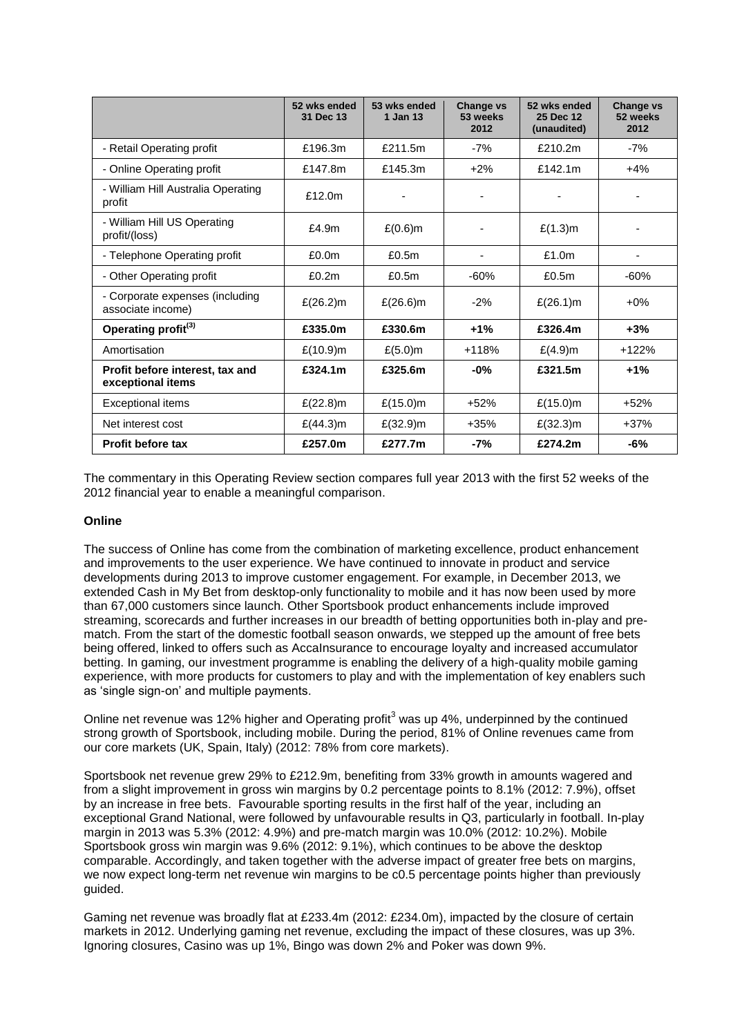| | 52 wks ended 31 Dec 13 | 53 wks ended 1 Jan 13 | Change vs 53 weeks 2012 | 52 wks ended 25 Dec 12 (unaudited) | Change vs 52 weeks 2012 |
|---|---|---|---|---|---|
| - Retail Operating profit | £196.3m | £211.5m | -7% | £210.2m | -7% |
| - Online Operating profit | £147.8m | £145.3m | +2% | £142.1m | +4% |
| - William Hill Australia Operating profit | £12.0m | - | - | - | - |
| - William Hill US Operating profit/(loss) | £4.9m | £(0.6)m | - | £(1.3)m | - |
| - Telephone Operating profit | £0.0m | £0.5m | - | £1.0m | - |
| - Other Operating profit | £0.2m | £0.5m | -60% | £0.5m | -60% |
| - Corporate expenses (including associate income) | £(26.2)m | £(26.6)m | -2% | £(26.1)m | +0% |
| **Operating profit[(3)]** | **£335.0m** | **£330.6m** | **+1%** | **£326.4m** | **+3%** |
| Amortisation | £(10.9)m | £(5.0)m | +118% | £(4.9)m | +122% |
| **Profit before interest, tax and exceptional items** | **£324.1m** | **£325.6m** | **-0%** | **£321.5m** | **+1%** |
| Exceptional items | £(22.8)m | £(15.0)m | +52% | £(15.0)m | +52% |
| Net interest cost | £(44.3)m | £(32.9)m | +35% | £(32.3)m | +37% |
| **Profit before tax** | **£257.0m** | **£277.7m** | **-7%** | **£274.2m** | **-6%** |

The commentary in this Operating Review section compares full year 2013 with the first 52 weeks of the 2012 financial year to enable a meaningful comparison.

**Online**

The success of Online has come from the combination of marketing excellence, product enhancement and improvements to the user experience. We have continued to innovate in product and service developments during 2013 to improve customer engagement. For example, in December 2013, we extended Cash in My Bet from desktop-only functionality to mobile and it has now been used by more than 67,000 customers since launch. Other Sportsbook product enhancements include improved streaming, scorecards and further increases in our breadth of betting opportunities both in-play and pre-match. From the start of the domestic football season onwards, we stepped up the amount of free bets being offered, linked to offers such as AccaInsurance to encourage loyalty and increased accumulator betting. In gaming, our investment programme is enabling the delivery of a high-quality mobile gaming experience, with more products for customers to play and with the implementation of key enablers such as 'single sign-on' and multiple payments.

Online net revenue was 12% higher and Operating profit[3] was up 4%, underpinned by the continued strong growth of Sportsbook, including mobile. During the period, 81% of Online revenues came from our core markets (UK, Spain, Italy) (2012: 78% from core markets).

Sportsbook net revenue grew 29% to £212.9m, benefiting from 33% growth in amounts wagered and from a slight improvement in gross win margins by 0.2 percentage points to 8.1% (2012: 7.9%), offset by an increase in free bets. Favourable sporting results in the first half of the year, including an exceptional Grand National, were followed by unfavourable results in Q3, particularly in football. In-play margin in 2013 was 5.3% (2012: 4.9%) and pre-match margin was 10.0% (2012: 10.2%). Mobile Sportsbook gross win margin was 9.6% (2012: 9.1%), which continues to be above the desktop comparable. Accordingly, and taken together with the adverse impact of greater free bets on margins, we now expect long-term net revenue win margins to be c0.5 percentage points higher than previously guided.

Gaming net revenue was broadly flat at £233.4m (2012: £234.0m), impacted by the closure of certain markets in 2012. Underlying gaming net revenue, excluding the impact of these closures, was up 3%. Ignoring closures, Casino was up 1%, Bingo was down 2% and Poker was down 9%.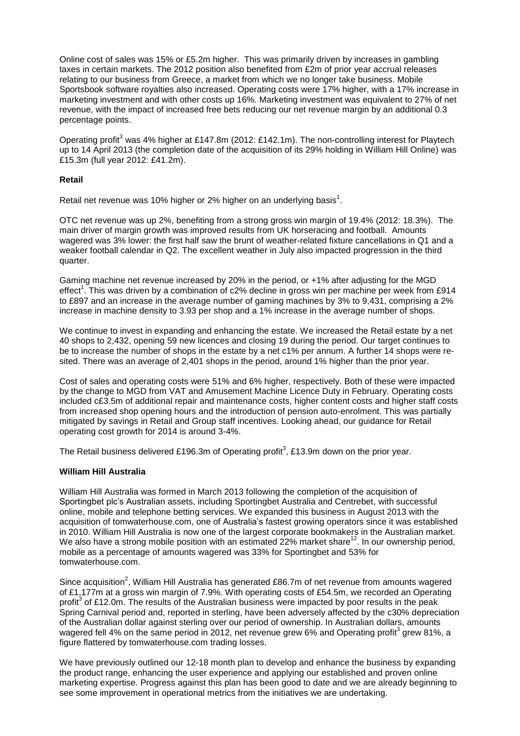Online cost of sales was 15% or £5.2m higher. This was primarily driven by increases in gambling taxes in certain markets. The 2012 position also benefited from £2m of prior year accrual releases relating to our business from Greece, a market from which we no longer take business. Mobile Sportsbook software royalties also increased. Operating costs were 17% higher, with a 17% increase in marketing investment and with other costs up 16%. Marketing investment was equivalent to 27% of net revenue, with the impact of increased free bets reducing our net revenue margin by an additional 0.3 percentage points.

Operating profit[3] was 4% higher at £147.8m (2012: £142.1m). The non-controlling interest for Playtech up to 14 April 2013 (the completion date of the acquisition of its 29% holding in William Hill Online) was £15.3m (full year 2012: £41.2m).

**Retail**

Retail net revenue was 10% higher or 2% higher on an underlying basis[1].

OTC net revenue was up 2%, benefiting from a strong gross win margin of 19.4% (2012: 18.3%). The main driver of margin growth was improved results from UK horseracing and football. Amounts wagered was 3% lower: the first half saw the brunt of weather-related fixture cancellations in Q1 and a weaker football calendar in Q2. The excellent weather in July also impacted progression in the third quarter.

Gaming machine net revenue increased by 20% in the period, or +1% after adjusting for the MGD effect[1]. This was driven by a combination of c2% decline in gross win per machine per week from £914 to £897 and an increase in the average number of gaming machines by 3% to 9,431, comprising a 2% increase in machine density to 3.93 per shop and a 1% increase in the average number of shops.

We continue to invest in expanding and enhancing the estate. We increased the Retail estate by a net 40 shops to 2,432, opening 59 new licences and closing 19 during the period. Our target continues to be to increase the number of shops in the estate by a net c1% per annum. A further 14 shops were re-sited. There was an average of 2,401 shops in the period, around 1% higher than the prior year.

Cost of sales and operating costs were 51% and 6% higher, respectively. Both of these were impacted by the change to MGD from VAT and Amusement Machine Licence Duty in February. Operating costs included c£3.5m of additional repair and maintenance costs, higher content costs and higher staff costs from increased shop opening hours and the introduction of pension auto-enrolment. This was partially mitigated by savings in Retail and Group staff incentives. Looking ahead, our guidance for Retail operating cost growth for 2014 is around 3-4%.

The Retail business delivered £196.3m of Operating profit[3], £13.9m down on the prior year.

**William Hill Australia**

William Hill Australia was formed in March 2013 following the completion of the acquisition of Sportingbet plc's Australian assets, including Sportingbet Australia and Centrebet, with successful online, mobile and telephone betting services. We expanded this business in August 2013 with the acquisition of tomwaterhouse.com, one of Australia's fastest growing operators since it was established in 2010. William Hill Australia is now one of the largest corporate bookmakers in the Australian market. We also have a strong mobile position with an estimated 22% market share[12]. In our ownership period, mobile as a percentage of amounts wagered was 33% for Sportingbet and 53% for tomwaterhouse.com.

Since acquisition[2], William Hill Australia has generated £86.7m of net revenue from amounts wagered of £1,177m at a gross win margin of 7.9%. With operating costs of £54.5m, we recorded an Operating profit[3] of £12.0m. The results of the Australian business were impacted by poor results in the peak Spring Carnival period and, reported in sterling, have been adversely affected by the c30% depreciation of the Australian dollar against sterling over our period of ownership. In Australian dollars, amounts wagered fell 4% on the same period in 2012, net revenue grew 6% and Operating profit[3] grew 81%, a figure flattered by tomwaterhouse.com trading losses.

We have previously outlined our 12-18 month plan to develop and enhance the business by expanding the product range, enhancing the user experience and applying our established and proven online marketing expertise. Progress against this plan has been good to date and we are already beginning to see some improvement in operational metrics from the initiatives we are undertaking.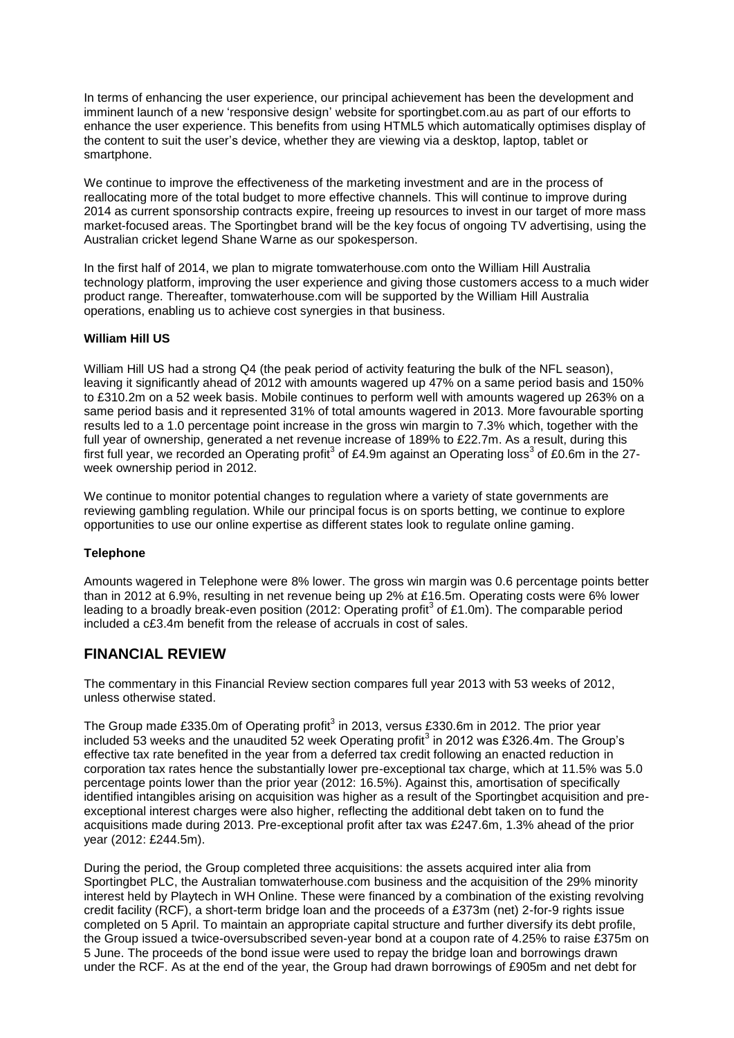In terms of enhancing the user experience, our principal achievement has been the development and imminent launch of a new 'responsive design' website for sportingbet.com.au as part of our efforts to enhance the user experience. This benefits from using HTML5 which automatically optimises display of the content to suit the user's device, whether they are viewing via a desktop, laptop, tablet or smartphone.

We continue to improve the effectiveness of the marketing investment and are in the process of reallocating more of the total budget to more effective channels. This will continue to improve during 2014 as current sponsorship contracts expire, freeing up resources to invest in our target of more mass market-focused areas. The Sportingbet brand will be the key focus of ongoing TV advertising, using the Australian cricket legend Shane Warne as our spokesperson.

In the first half of 2014, we plan to migrate tomwaterhouse.com onto the William Hill Australia technology platform, improving the user experience and giving those customers access to a much wider product range. Thereafter, tomwaterhouse.com will be supported by the William Hill Australia operations, enabling us to achieve cost synergies in that business.

**William Hill US**

William Hill US had a strong Q4 (the peak period of activity featuring the bulk of the NFL season), leaving it significantly ahead of 2012 with amounts wagered up 47% on a same period basis and 150% to £310.2m on a 52 week basis. Mobile continues to perform well with amounts wagered up 263% on a same period basis and it represented 31% of total amounts wagered in 2013. More favourable sporting results led to a 1.0 percentage point increase in the gross win margin to 7.3% which, together with the full year of ownership, generated a net revenue increase of 189% to £22.7m. As a result, during this first full year, we recorded an Operating profit[3] of £4.9m against an Operating loss[3] of £0.6m in the 27-week ownership period in 2012.

We continue to monitor potential changes to regulation where a variety of state governments are reviewing gambling regulation. While our principal focus is on sports betting, we continue to explore opportunities to use our online expertise as different states look to regulate online gaming.

**Telephone**

Amounts wagered in Telephone were 8% lower. The gross win margin was 0.6 percentage points better than in 2012 at 6.9%, resulting in net revenue being up 2% at £16.5m. Operating costs were 6% lower leading to a broadly break-even position (2012: Operating profit[3] of £1.0m). The comparable period included a c£3.4m benefit from the release of accruals in cost of sales.

## FINANCIAL REVIEW

The commentary in this Financial Review section compares full year 2013 with 53 weeks of 2012, unless otherwise stated.

The Group made £335.0m of Operating profit[3] in 2013, versus £330.6m in 2012. The prior year included 53 weeks and the unaudited 52 week Operating profit[3] in 2012 was £326.4m. The Group's effective tax rate benefited in the year from a deferred tax credit following an enacted reduction in corporation tax rates hence the substantially lower pre-exceptional tax charge, which at 11.5% was 5.0 percentage points lower than the prior year (2012: 16.5%). Against this, amortisation of specifically identified intangibles arising on acquisition was higher as a result of the Sportingbet acquisition and pre-exceptional interest charges were also higher, reflecting the additional debt taken on to fund the acquisitions made during 2013. Pre-exceptional profit after tax was £247.6m, 1.3% ahead of the prior year (2012: £244.5m).

During the period, the Group completed three acquisitions: the assets acquired inter alia from Sportingbet PLC, the Australian tomwaterhouse.com business and the acquisition of the 29% minority interest held by Playtech in WH Online. These were financed by a combination of the existing revolving credit facility (RCF), a short-term bridge loan and the proceeds of a £373m (net) 2-for-9 rights issue completed on 5 April. To maintain an appropriate capital structure and further diversify its debt profile, the Group issued a twice-oversubscribed seven-year bond at a coupon rate of 4.25% to raise £375m on 5 June. The proceeds of the bond issue were used to repay the bridge loan and borrowings drawn under the RCF. As at the end of the year, the Group had drawn borrowings of £905m and net debt for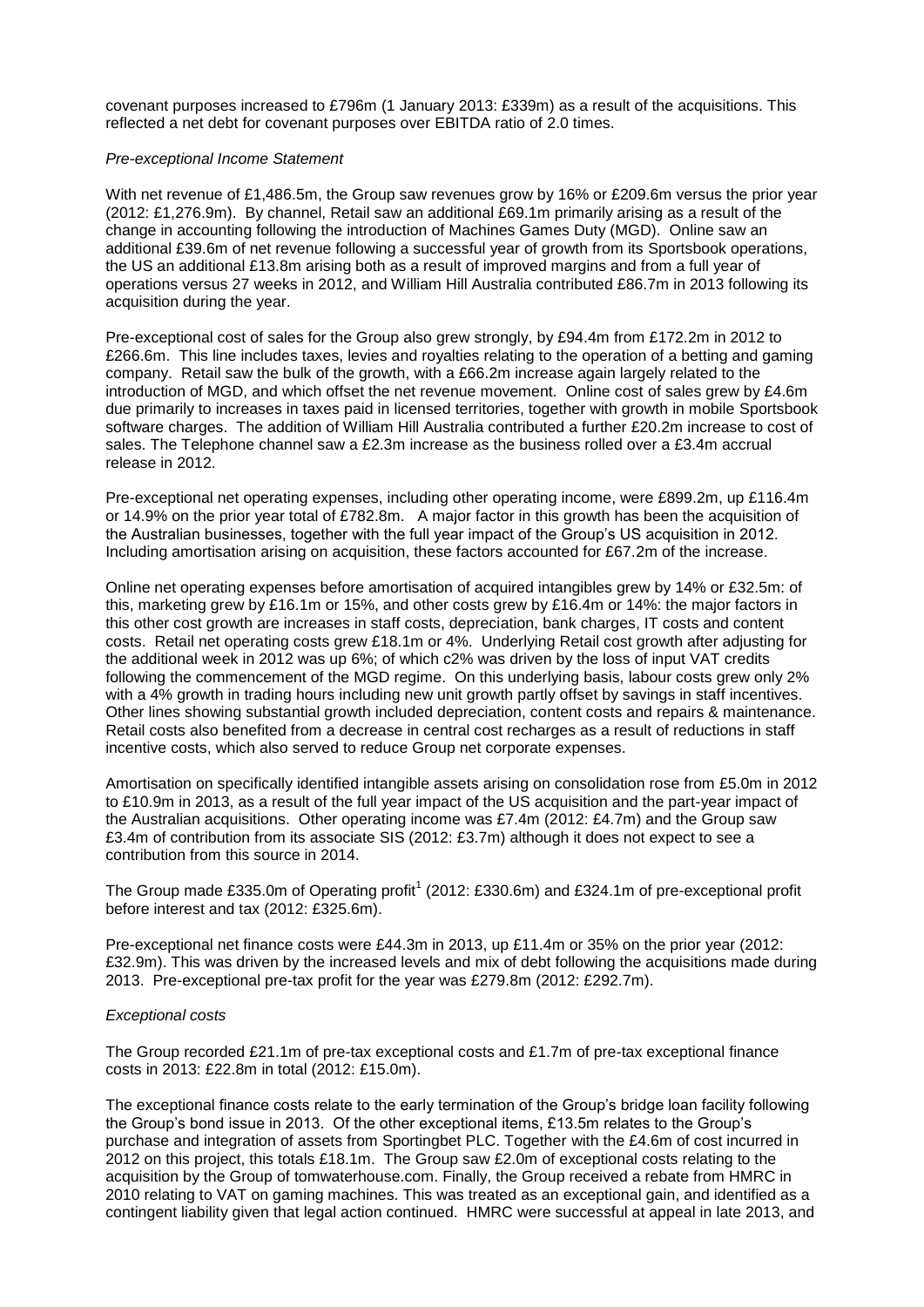covenant purposes increased to £796m (1 January 2013: £339m) as a result of the acquisitions. This reflected a net debt for covenant purposes over EBITDA ratio of 2.0 times.

*Pre-exceptional Income Statement*

With net revenue of £1,486.5m, the Group saw revenues grow by 16% or £209.6m versus the prior year (2012: £1,276.9m). By channel, Retail saw an additional £69.1m primarily arising as a result of the change in accounting following the introduction of Machines Games Duty (MGD). Online saw an additional £39.6m of net revenue following a successful year of growth from its Sportsbook operations, the US an additional £13.8m arising both as a result of improved margins and from a full year of operations versus 27 weeks in 2012, and William Hill Australia contributed £86.7m in 2013 following its acquisition during the year.

Pre-exceptional cost of sales for the Group also grew strongly, by £94.4m from £172.2m in 2012 to £266.6m. This line includes taxes, levies and royalties relating to the operation of a betting and gaming company. Retail saw the bulk of the growth, with a £66.2m increase again largely related to the introduction of MGD, and which offset the net revenue movement. Online cost of sales grew by £4.6m due primarily to increases in taxes paid in licensed territories, together with growth in mobile Sportsbook software charges. The addition of William Hill Australia contributed a further £20.2m increase to cost of sales. The Telephone channel saw a £2.3m increase as the business rolled over a £3.4m accrual release in 2012.

Pre-exceptional net operating expenses, including other operating income, were £899.2m, up £116.4m or 14.9% on the prior year total of £782.8m. A major factor in this growth has been the acquisition of the Australian businesses, together with the full year impact of the Group's US acquisition in 2012. Including amortisation arising on acquisition, these factors accounted for £67.2m of the increase.

Online net operating expenses before amortisation of acquired intangibles grew by 14% or £32.5m: of this, marketing grew by £16.1m or 15%, and other costs grew by £16.4m or 14%: the major factors in this other cost growth are increases in staff costs, depreciation, bank charges, IT costs and content costs. Retail net operating costs grew £18.1m or 4%. Underlying Retail cost growth after adjusting for the additional week in 2012 was up 6%; of which c2% was driven by the loss of input VAT credits following the commencement of the MGD regime. On this underlying basis, labour costs grew only 2% with a 4% growth in trading hours including new unit growth partly offset by savings in staff incentives. Other lines showing substantial growth included depreciation, content costs and repairs & maintenance. Retail costs also benefited from a decrease in central cost recharges as a result of reductions in staff incentive costs, which also served to reduce Group net corporate expenses.

Amortisation on specifically identified intangible assets arising on consolidation rose from £5.0m in 2012 to £10.9m in 2013, as a result of the full year impact of the US acquisition and the part-year impact of the Australian acquisitions. Other operating income was £7.4m (2012: £4.7m) and the Group saw £3.4m of contribution from its associate SIS (2012: £3.7m) although it does not expect to see a contribution from this source in 2014.

The Group made £335.0m of Operating profit[1] (2012: £330.6m) and £324.1m of pre-exceptional profit before interest and tax (2012: £325.6m).

Pre-exceptional net finance costs were £44.3m in 2013, up £11.4m or 35% on the prior year (2012: £32.9m). This was driven by the increased levels and mix of debt following the acquisitions made during 2013. Pre-exceptional pre-tax profit for the year was £279.8m (2012: £292.7m).

*Exceptional costs*

The Group recorded £21.1m of pre-tax exceptional costs and £1.7m of pre-tax exceptional finance costs in 2013: £22.8m in total (2012: £15.0m).

The exceptional finance costs relate to the early termination of the Group's bridge loan facility following the Group's bond issue in 2013. Of the other exceptional items, £13.5m relates to the Group's purchase and integration of assets from Sportingbet PLC. Together with the £4.6m of cost incurred in 2012 on this project, this totals £18.1m. The Group saw £2.0m of exceptional costs relating to the acquisition by the Group of tomwaterhouse.com. Finally, the Group received a rebate from HMRC in 2010 relating to VAT on gaming machines. This was treated as an exceptional gain, and identified as a contingent liability given that legal action continued. HMRC were successful at appeal in late 2013, and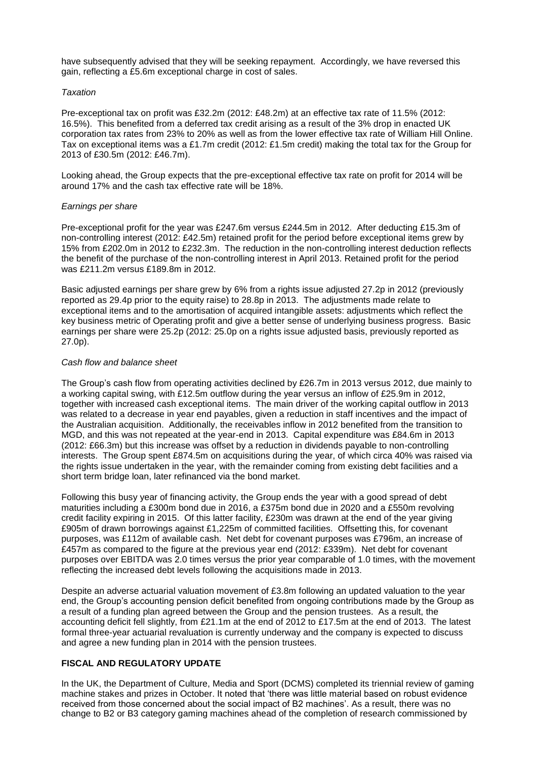have subsequently advised that they will be seeking repayment. Accordingly, we have reversed this gain, reflecting a £5.6m exceptional charge in cost of sales.

*Taxation*

Pre-exceptional tax on profit was £32.2m (2012: £48.2m) at an effective tax rate of 11.5% (2012: 16.5%). This benefited from a deferred tax credit arising as a result of the 3% drop in enacted UK corporation tax rates from 23% to 20% as well as from the lower effective tax rate of William Hill Online. Tax on exceptional items was a £1.7m credit (2012: £1.5m credit) making the total tax for the Group for 2013 of £30.5m (2012: £46.7m).

Looking ahead, the Group expects that the pre-exceptional effective tax rate on profit for 2014 will be around 17% and the cash tax effective rate will be 18%.

*Earnings per share*

Pre-exceptional profit for the year was £247.6m versus £244.5m in 2012. After deducting £15.3m of non-controlling interest (2012: £42.5m) retained profit for the period before exceptional items grew by 15% from £202.0m in 2012 to £232.3m. The reduction in the non-controlling interest deduction reflects the benefit of the purchase of the non-controlling interest in April 2013. Retained profit for the period was £211.2m versus £189.8m in 2012.

Basic adjusted earnings per share grew by 6% from a rights issue adjusted 27.2p in 2012 (previously reported as 29.4p prior to the equity raise) to 28.8p in 2013. The adjustments made relate to exceptional items and to the amortisation of acquired intangible assets: adjustments which reflect the key business metric of Operating profit and give a better sense of underlying business progress. Basic earnings per share were 25.2p (2012: 25.0p on a rights issue adjusted basis, previously reported as 27.0p).

*Cash flow and balance sheet*

The Group's cash flow from operating activities declined by £26.7m in 2013 versus 2012, due mainly to a working capital swing, with £12.5m outflow during the year versus an inflow of £25.9m in 2012, together with increased cash exceptional items. The main driver of the working capital outflow in 2013 was related to a decrease in year end payables, given a reduction in staff incentives and the impact of the Australian acquisition. Additionally, the receivables inflow in 2012 benefited from the transition to MGD, and this was not repeated at the year-end in 2013. Capital expenditure was £84.6m in 2013 (2012: £66.3m) but this increase was offset by a reduction in dividends payable to non-controlling interests. The Group spent £874.5m on acquisitions during the year, of which circa 40% was raised via the rights issue undertaken in the year, with the remainder coming from existing debt facilities and a short term bridge loan, later refinanced via the bond market.

Following this busy year of financing activity, the Group ends the year with a good spread of debt maturities including a £300m bond due in 2016, a £375m bond due in 2020 and a £550m revolving credit facility expiring in 2015. Of this latter facility, £230m was drawn at the end of the year giving £905m of drawn borrowings against £1,225m of committed facilities. Offsetting this, for covenant purposes, was £112m of available cash. Net debt for covenant purposes was £796m, an increase of £457m as compared to the figure at the previous year end (2012: £339m). Net debt for covenant purposes over EBITDA was 2.0 times versus the prior year comparable of 1.0 times, with the movement reflecting the increased debt levels following the acquisitions made in 2013.

Despite an adverse actuarial valuation movement of £3.8m following an updated valuation to the year end, the Group's accounting pension deficit benefited from ongoing contributions made by the Group as a result of a funding plan agreed between the Group and the pension trustees. As a result, the accounting deficit fell slightly, from £21.1m at the end of 2012 to £17.5m at the end of 2013. The latest formal three-year actuarial revaluation is currently underway and the company is expected to discuss and agree a new funding plan in 2014 with the pension trustees.

## FISCAL AND REGULATORY UPDATE

In the UK, the Department of Culture, Media and Sport (DCMS) completed its triennial review of gaming machine stakes and prizes in October. It noted that 'there was little material based on robust evidence received from those concerned about the social impact of B2 machines'. As a result, there was no change to B2 or B3 category gaming machines ahead of the completion of research commissioned by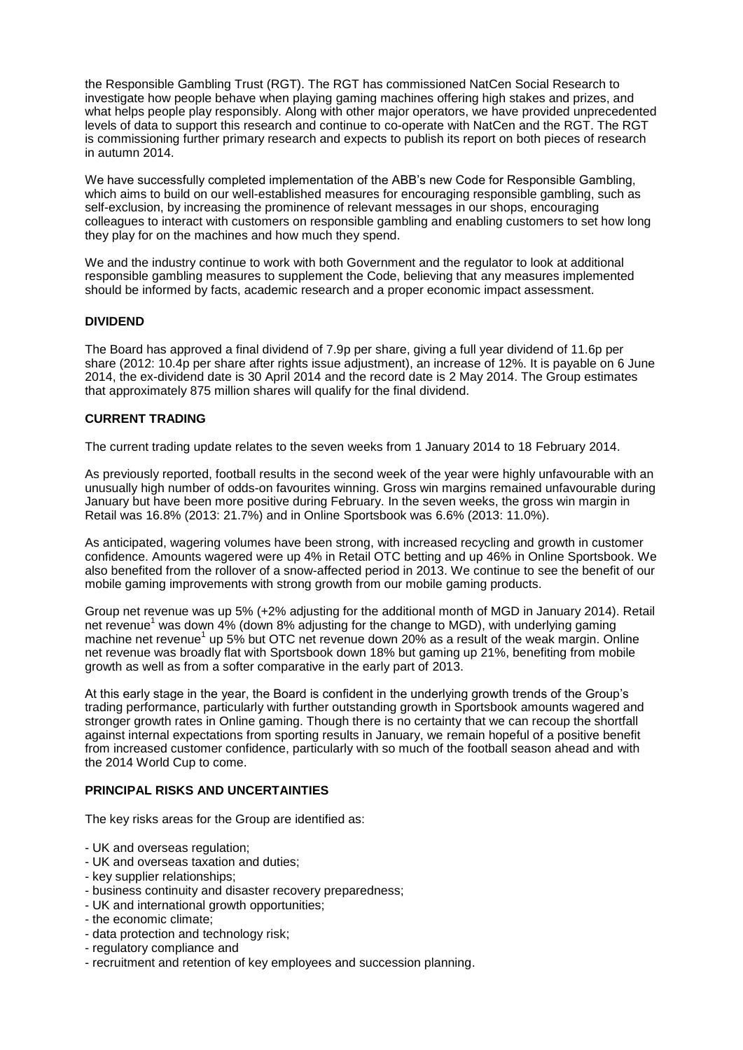the Responsible Gambling Trust (RGT). The RGT has commissioned NatCen Social Research to investigate how people behave when playing gaming machines offering high stakes and prizes, and what helps people play responsibly. Along with other major operators, we have provided unprecedented levels of data to support this research and continue to co-operate with NatCen and the RGT. The RGT is commissioning further primary research and expects to publish its report on both pieces of research in autumn 2014.

We have successfully completed implementation of the ABB's new Code for Responsible Gambling, which aims to build on our well-established measures for encouraging responsible gambling, such as self-exclusion, by increasing the prominence of relevant messages in our shops, encouraging colleagues to interact with customers on responsible gambling and enabling customers to set how long they play for on the machines and how much they spend.

We and the industry continue to work with both Government and the regulator to look at additional responsible gambling measures to supplement the Code, believing that any measures implemented should be informed by facts, academic research and a proper economic impact assessment.

## DIVIDEND

The Board has approved a final dividend of 7.9p per share, giving a full year dividend of 11.6p per share (2012: 10.4p per share after rights issue adjustment), an increase of 12%. It is payable on 6 June 2014, the ex-dividend date is 30 April 2014 and the record date is 2 May 2014. The Group estimates that approximately 875 million shares will qualify for the final dividend.

## CURRENT TRADING

The current trading update relates to the seven weeks from 1 January 2014 to 18 February 2014.

As previously reported, football results in the second week of the year were highly unfavourable with an unusually high number of odds-on favourites winning. Gross win margins remained unfavourable during January but have been more positive during February. In the seven weeks, the gross win margin in Retail was 16.8% (2013: 21.7%) and in Online Sportsbook was 6.6% (2013: 11.0%).

As anticipated, wagering volumes have been strong, with increased recycling and growth in customer confidence. Amounts wagered were up 4% in Retail OTC betting and up 46% in Online Sportsbook. We also benefited from the rollover of a snow-affected period in 2013. We continue to see the benefit of our mobile gaming improvements with strong growth from our mobile gaming products.

Group net revenue was up 5% (+2% adjusting for the additional month of MGD in January 2014). Retail net revenue[1] was down 4% (down 8% adjusting for the change to MGD), with underlying gaming machine net revenue[1] up 5% but OTC net revenue down 20% as a result of the weak margin. Online net revenue was broadly flat with Sportsbook down 18% but gaming up 21%, benefiting from mobile growth as well as from a softer comparative in the early part of 2013.

At this early stage in the year, the Board is confident in the underlying growth trends of the Group's trading performance, particularly with further outstanding growth in Sportsbook amounts wagered and stronger growth rates in Online gaming. Though there is no certainty that we can recoup the shortfall against internal expectations from sporting results in January, we remain hopeful of a positive benefit from increased customer confidence, particularly with so much of the football season ahead and with the 2014 World Cup to come.

## PRINCIPAL RISKS AND UNCERTAINTIES

The key risks areas for the Group are identified as:

- UK and overseas regulation;
- UK and overseas taxation and duties;
- key supplier relationships;
- business continuity and disaster recovery preparedness;
- UK and international growth opportunities;
- the economic climate;
- data protection and technology risk;
- regulatory compliance and
- recruitment and retention of key employees and succession planning.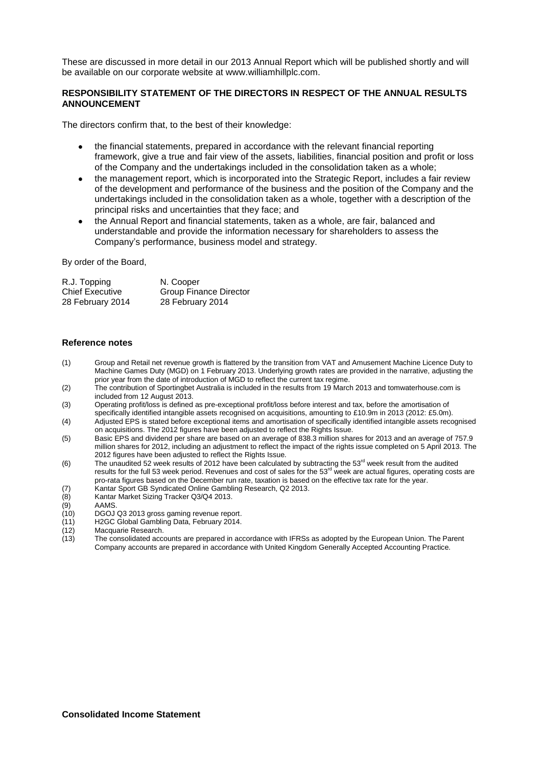These are discussed in more detail in our 2013 Annual Report which will be published shortly and will be available on our corporate website at www.williamhillplc.com.

**RESPONSIBILITY STATEMENT OF THE DIRECTORS IN RESPECT OF THE ANNUAL RESULTS ANNOUNCEMENT**

The directors confirm that, to the best of their knowledge:

- the financial statements, prepared in accordance with the relevant financial reporting framework, give a true and fair view of the assets, liabilities, financial position and profit or loss of the Company and the undertakings included in the consolidation taken as a whole;
- the management report, which is incorporated into the Strategic Report, includes a fair review of the development and performance of the business and the position of the Company and the undertakings included in the consolidation taken as a whole, together with a description of the principal risks and uncertainties that they face; and
- the Annual Report and financial statements, taken as a whole, are fair, balanced and understandable and provide the information necessary for shareholders to assess the Company's performance, business model and strategy.

By order of the Board,

| R.J. Topping | N. Cooper |
|---|---|
| Chief Executive | Group Finance Director |
| 28 February 2014 | 28 February 2014 |

**Reference notes**

(1) Group and Retail net revenue growth is flattered by the transition from VAT and Amusement Machine Licence Duty to Machine Games Duty (MGD) on 1 February 2013. Underlying growth rates are provided in the narrative, adjusting the prior year from the date of introduction of MGD to reflect the current tax regime.

(2) The contribution of Sportingbet Australia is included in the results from 19 March 2013 and tomwaterhouse.com is included from 12 August 2013.

(3) Operating profit/loss is defined as pre-exceptional profit/loss before interest and tax, before the amortisation of specifically identified intangible assets recognised on acquisitions, amounting to £10.9m in 2013 (2012: £5.0m).

(4) Adjusted EPS is stated before exceptional items and amortisation of specifically identified intangible assets recognised on acquisitions. The 2012 figures have been adjusted to reflect the Rights Issue.

(5) Basic EPS and dividend per share are based on an average of 838.3 million shares for 2013 and an average of 757.9 million shares for 2012, including an adjustment to reflect the impact of the rights issue completed on 5 April 2013. The 2012 figures have been adjusted to reflect the Rights Issue.

(6) The unaudited 52 week results of 2012 have been calculated by subtracting the 53rd week result from the audited results for the full 53 week period. Revenues and cost of sales for the 53rd week are actual figures, operating costs are pro-rata figures based on the December run rate, taxation is based on the effective tax rate for the year.

(7) Kantar Sport GB Syndicated Online Gambling Research, Q2 2013.

(8) Kantar Market Sizing Tracker Q3/Q4 2013.

(9) AAMS.

(10) DGOJ Q3 2013 gross gaming revenue report.

(11) H2GC Global Gambling Data, February 2014.

(12) Macquarie Research.

(13) The consolidated accounts are prepared in accordance with IFRSs as adopted by the European Union. The Parent Company accounts are prepared in accordance with United Kingdom Generally Accepted Accounting Practice.

**Consolidated Income Statement**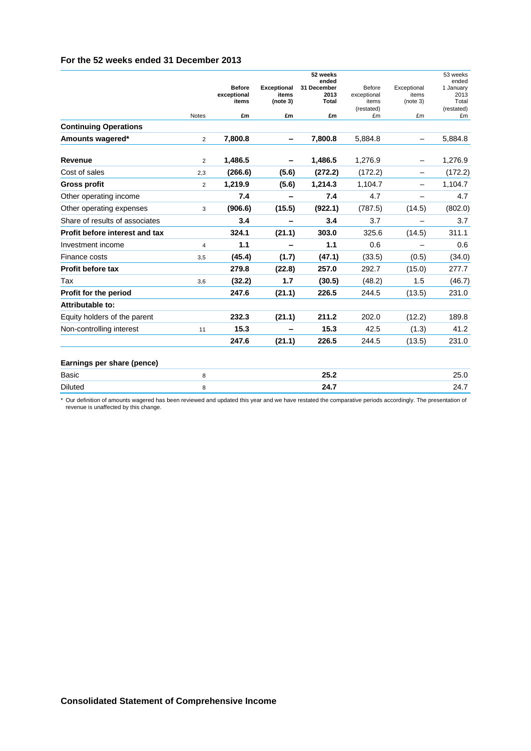## For the 52 weeks ended 31 December 2013

| | Notes | Before exceptional items £m | Exceptional items (note 3) £m | 52 weeks ended 31 December 2013 Total £m | Before exceptional items (restated) £m | Exceptional items (note 3) £m | 53 weeks ended 1 January 2013 Total (restated) £m |
|---|---|---|---|---|---|---|---|
| **Continuing Operations** | | | | | | | |
| **Amounts wagered*** | 2 | **7,800.8** | **–** | **7,800.8** | 5,884.8 | – | 5,884.8 |
| **Revenue** | 2 | **1,486.5** | **–** | **1,486.5** | 1,276.9 | – | 1,276.9 |
| Cost of sales | 2,3 | **(266.6)** | **(5.6)** | **(272.2)** | (172.2) | – | (172.2) |
| **Gross profit** | 2 | **1,219.9** | **(5.6)** | **1,214.3** | 1,104.7 | – | 1,104.7 |
| Other operating income | | **7.4** | **–** | **7.4** | 4.7 | – | 4.7 |
| Other operating expenses | 3 | **(906.6)** | **(15.5)** | **(922.1)** | (787.5) | (14.5) | (802.0) |
| Share of results of associates | | **3.4** | **–** | **3.4** | 3.7 | – | 3.7 |
| **Profit before interest and tax** | | **324.1** | **(21.1)** | **303.0** | 325.6 | (14.5) | 311.1 |
| Investment income | 4 | **1.1** | **–** | **1.1** | 0.6 | – | 0.6 |
| Finance costs | 3,5 | **(45.4)** | **(1.7)** | **(47.1)** | (33.5) | (0.5) | (34.0) |
| **Profit before tax** | | **279.8** | **(22.8)** | **257.0** | 292.7 | (15.0) | 277.7 |
| Tax | 3,6 | **(32.2)** | **1.7** | **(30.5)** | (48.2) | 1.5 | (46.7) |
| **Profit for the period** | | **247.6** | **(21.1)** | **226.5** | 244.5 | (13.5) | 231.0 |
| **Attributable to:** | | | | | | | |
| Equity holders of the parent | | **232.3** | **(21.1)** | **211.2** | 202.0 | (12.2) | 189.8 |
| Non-controlling interest | 11 | **15.3** | **–** | **15.3** | 42.5 | (1.3) | 41.2 |
| | | **247.6** | **(21.1)** | **226.5** | 244.5 | (13.5) | 231.0 |

| **Earnings per share (pence)** | | | | | | | |
|---|---|---|---|---|---|---|---|
| Basic | 8 | | | **25.2** | | | 25.0 |
| Diluted | 8 | | | **24.7** | | | 24.7 |

* Our definition of amounts wagered has been reviewed and updated this year and we have restated the comparative periods accordingly. The presentation of revenue is unaffected by this change.

## Consolidated Statement of Comprehensive Income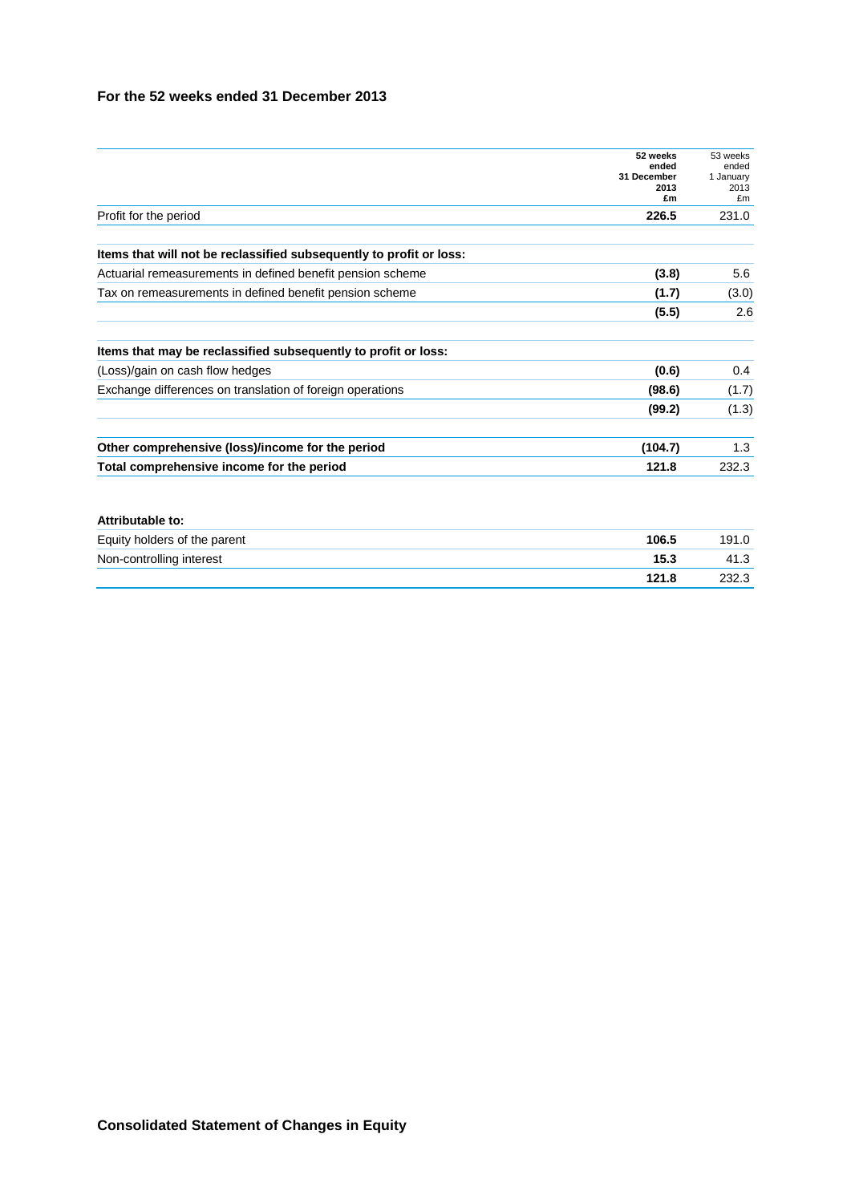**For the 52 weeks ended 31 December 2013**

| | 52 weeks ended 31 December 2013 £m | 53 weeks ended 1 January 2013 £m |
|---|---|---|
| Profit for the period | **226.5** | 231.0 |
| | | |
| **Items that will not be reclassified subsequently to profit or loss:** | | |
| Actuarial remeasurements in defined benefit pension scheme | **(3.8)** | 5.6 |
| Tax on remeasurements in defined benefit pension scheme | **(1.7)** | (3.0) |
| | **(5.5)** | 2.6 |
| | | |
| **Items that may be reclassified subsequently to profit or loss:** | | |
| (Loss)/gain on cash flow hedges | **(0.6)** | 0.4 |
| Exchange differences on translation of foreign operations | **(98.6)** | (1.7) |
| | **(99.2)** | (1.3) |
| | | |
| **Other comprehensive (loss)/income for the period** | **(104.7)** | 1.3 |
| **Total comprehensive income for the period** | **121.8** | 232.3 |
| | | |
| **Attributable to:** | | |
| Equity holders of the parent | **106.5** | 191.0 |
| Non-controlling interest | **15.3** | 41.3 |
| | **121.8** | 232.3 |

**Consolidated Statement of Changes in Equity**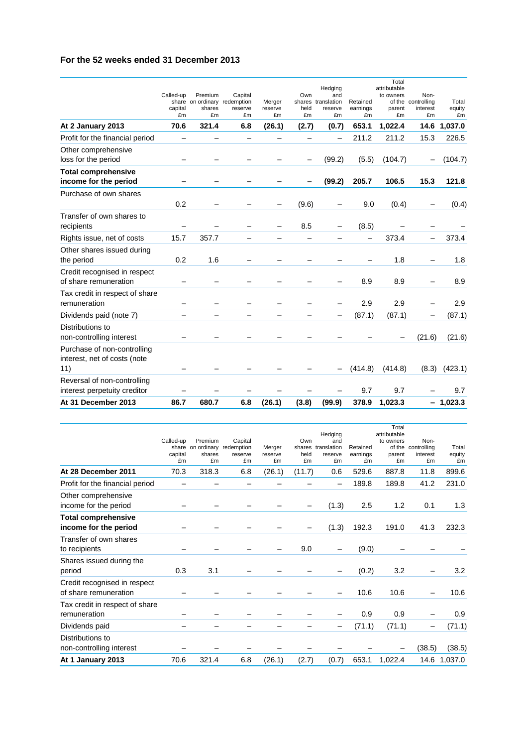**For the 52 weeks ended 31 December 2013**

| | Called-up share capital £m | Premium on ordinary shares £m | Capital redemption reserve £m | Merger reserve £m | Own shares held £m | Hedging and translation reserve £m | Retained earnings £m | Total attributable to owners of the parent £m | Non-controlling interest £m | Total equity £m |
|---|---|---|---|---|---|---|---|---|---|---|
| **At 2 January 2013** | **70.6** | **321.4** | **6.8** | **(26.1)** | **(2.7)** | **(0.7)** | **653.1** | **1,022.4** | **14.6** | **1,037.0** |
| Profit for the financial period | – | – | – | – | – | – | 211.2 | 211.2 | 15.3 | 226.5 |
| Other comprehensive loss for the period | – | – | – | – | – | (99.2) | (5.5) | (104.7) | – | (104.7) |
| **Total comprehensive income for the period** | **–** | **–** | **–** | **–** | **–** | **(99.2)** | **205.7** | **106.5** | **15.3** | **121.8** |
| Purchase of own shares | 0.2 | – | – | – | (9.6) | – | 9.0 | (0.4) | – | (0.4) |
| Transfer of own shares to recipients | – | – | – | – | 8.5 | – | (8.5) | – | – | – |
| Rights issue, net of costs | 15.7 | 357.7 | – | – | – | – | – | 373.4 | – | 373.4 |
| Other shares issued during the period | 0.2 | 1.6 | – | – | – | – | – | 1.8 | – | 1.8 |
| Credit recognised in respect of share remuneration | – | – | – | – | – | – | 8.9 | 8.9 | – | 8.9 |
| Tax credit in respect of share remuneration | – | – | – | – | – | – | 2.9 | 2.9 | – | 2.9 |
| Dividends paid (note 7) | – | – | – | – | – | – | (87.1) | (87.1) | – | (87.1) |
| Distributions to non-controlling interest | – | – | – | – | – | – | – | – | (21.6) | (21.6) |
| Purchase of non-controlling interest, net of costs (note 11) | – | – | – | – | – | – | (414.8) | (414.8) | (8.3) | (423.1) |
| Reversal of non-controlling interest perpetuity creditor | – | – | – | – | – | – | 9.7 | 9.7 | – | 9.7 |
| **At 31 December 2013** | **86.7** | **680.7** | **6.8** | **(26.1)** | **(3.8)** | **(99.9)** | **378.9** | **1,023.3** | **–** | **1,023.3** |

| | Called-up share capital £m | Premium on ordinary shares £m | Capital redemption reserve £m | Merger reserve £m | Own shares held £m | Hedging and translation reserve £m | Retained earnings £m | Total attributable to owners of the parent £m | Non-controlling interest £m | Total equity £m |
|---|---|---|---|---|---|---|---|---|---|---|
| **At 28 December 2011** | 70.3 | 318.3 | 6.8 | (26.1) | (11.7) | 0.6 | 529.6 | 887.8 | 11.8 | 899.6 |
| Profit for the financial period | – | – | – | – | – | – | 189.8 | 189.8 | 41.2 | 231.0 |
| Other comprehensive income for the period | – | – | – | – | – | (1.3) | 2.5 | 1.2 | 0.1 | 1.3 |
| **Total comprehensive income for the period** | – | – | – | – | – | (1.3) | 192.3 | 191.0 | 41.3 | 232.3 |
| Transfer of own shares to recipients | – | – | – | – | 9.0 | – | (9.0) | – | – | – |
| Shares issued during the period | 0.3 | 3.1 | – | – | – | – | (0.2) | 3.2 | – | 3.2 |
| Credit recognised in respect of share remuneration | – | – | – | – | – | – | 10.6 | 10.6 | – | 10.6 |
| Tax credit in respect of share remuneration | – | – | – | – | – | – | 0.9 | 0.9 | – | 0.9 |
| Dividends paid | – | – | – | – | – | – | (71.1) | (71.1) | – | (71.1) |
| Distributions to non-controlling interest | – | – | – | – | – | – | – | – | (38.5) | (38.5) |
| **At 1 January 2013** | 70.6 | 321.4 | 6.8 | (26.1) | (2.7) | (0.7) | 653.1 | 1,022.4 | 14.6 | 1,037.0 |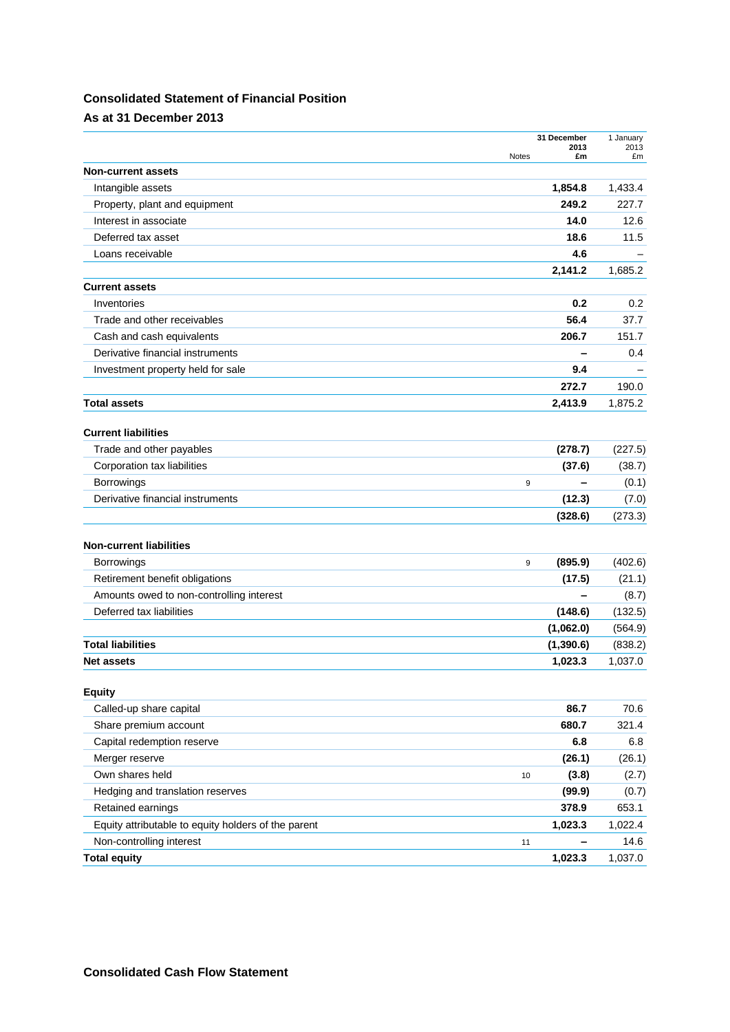# Consolidated Statement of Financial Position

## As at 31 December 2013

| | Notes | 31 December 2013 £m | 1 January 2013 £m |
|---|---|---|---|
| **Non-current assets** | | | |
| Intangible assets | | **1,854.8** | 1,433.4 |
| Property, plant and equipment | | **249.2** | 227.7 |
| Interest in associate | | **14.0** | 12.6 |
| Deferred tax asset | | **18.6** | 11.5 |
| Loans receivable | | **4.6** | – |
| | | **2,141.2** | 1,685.2 |
| **Current assets** | | | |
| Inventories | | **0.2** | 0.2 |
| Trade and other receivables | | **56.4** | 37.7 |
| Cash and cash equivalents | | **206.7** | 151.7 |
| Derivative financial instruments | | **–** | 0.4 |
| Investment property held for sale | | **9.4** | – |
| | | **272.7** | 190.0 |
| **Total assets** | | **2,413.9** | 1,875.2 |
| **Current liabilities** | | | |
| Trade and other payables | | **(278.7)** | (227.5) |
| Corporation tax liabilities | | **(37.6)** | (38.7) |
| Borrowings | 9 | **–** | (0.1) |
| Derivative financial instruments | | **(12.3)** | (7.0) |
| | | **(328.6)** | (273.3) |
| **Non-current liabilities** | | | |
| Borrowings | 9 | **(895.9)** | (402.6) |
| Retirement benefit obligations | | **(17.5)** | (21.1) |
| Amounts owed to non-controlling interest | | **–** | (8.7) |
| Deferred tax liabilities | | **(148.6)** | (132.5) |
| | | **(1,062.0)** | (564.9) |
| **Total liabilities** | | **(1,390.6)** | (838.2) |
| **Net assets** | | **1,023.3** | 1,037.0 |
| **Equity** | | | |
| Called-up share capital | | **86.7** | 70.6 |
| Share premium account | | **680.7** | 321.4 |
| Capital redemption reserve | | **6.8** | 6.8 |
| Merger reserve | | **(26.1)** | (26.1) |
| Own shares held | 10 | **(3.8)** | (2.7) |
| Hedging and translation reserves | | **(99.9)** | (0.7) |
| Retained earnings | | **378.9** | 653.1 |
| Equity attributable to equity holders of the parent | | **1,023.3** | 1,022.4 |
| Non-controlling interest | 11 | **–** | 14.6 |
| **Total equity** | | **1,023.3** | 1,037.0 |

# Consolidated Cash Flow Statement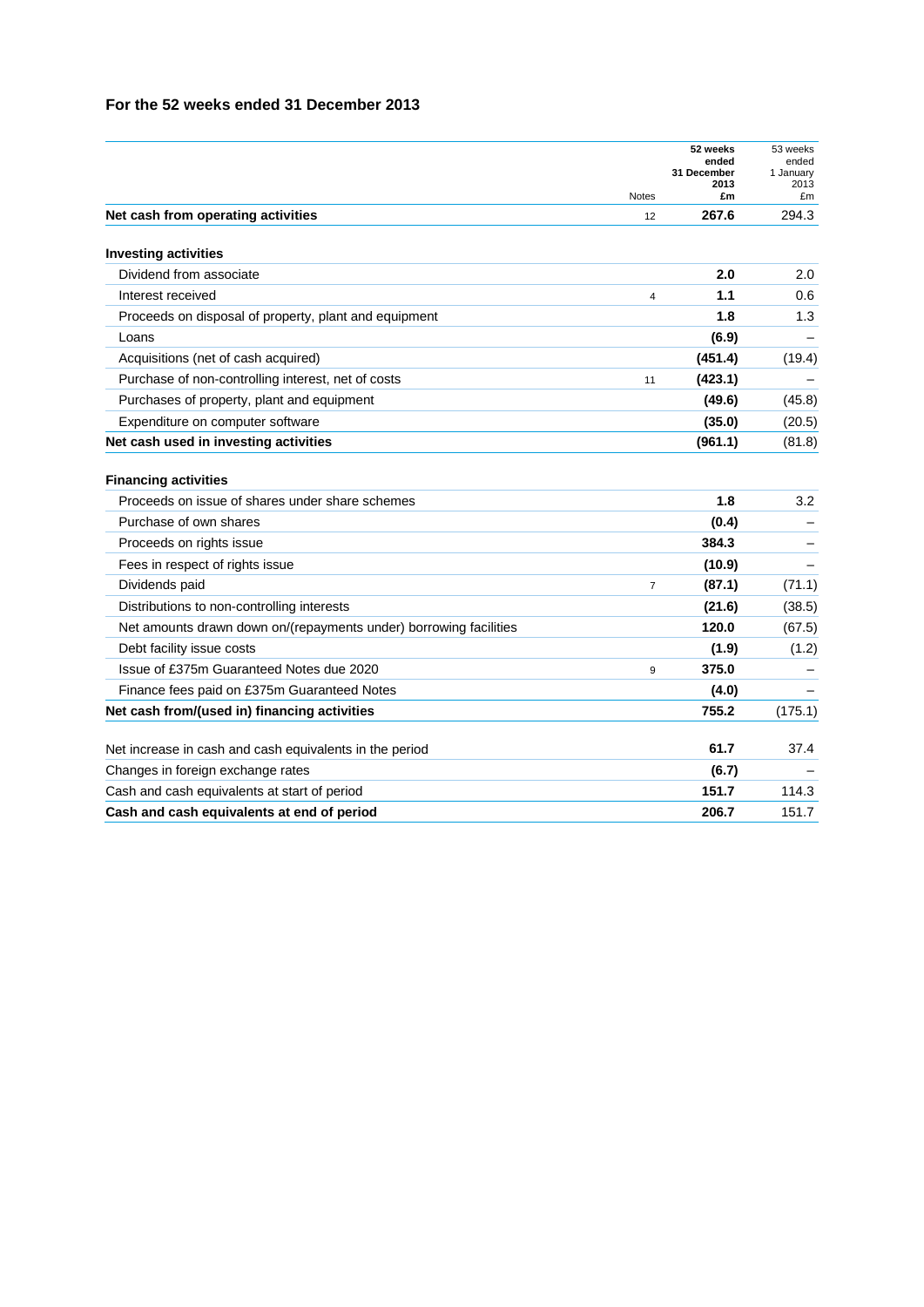### For the 52 weeks ended 31 December 2013

| | Notes | 52 weeks ended 31 December 2013 £m | 53 weeks ended 1 January 2013 £m |
|---|---|---|---|
| **Net cash from operating activities** | 12 | **267.6** | 294.3 |
| | | | |
| **Investing activities** | | | |
| Dividend from associate | | **2.0** | 2.0 |
| Interest received | 4 | **1.1** | 0.6 |
| Proceeds on disposal of property, plant and equipment | | **1.8** | 1.3 |
| Loans | | **(6.9)** | – |
| Acquisitions (net of cash acquired) | | **(451.4)** | (19.4) |
| Purchase of non-controlling interest, net of costs | 11 | **(423.1)** | – |
| Purchases of property, plant and equipment | | **(49.6)** | (45.8) |
| Expenditure on computer software | | **(35.0)** | (20.5) |
| **Net cash used in investing activities** | | **(961.1)** | (81.8) |
| | | | |
| **Financing activities** | | | |
| Proceeds on issue of shares under share schemes | | **1.8** | 3.2 |
| Purchase of own shares | | **(0.4)** | – |
| Proceeds on rights issue | | **384.3** | – |
| Fees in respect of rights issue | | **(10.9)** | – |
| Dividends paid | 7 | **(87.1)** | (71.1) |
| Distributions to non-controlling interests | | **(21.6)** | (38.5) |
| Net amounts drawn down on/(repayments under) borrowing facilities | | **120.0** | (67.5) |
| Debt facility issue costs | | **(1.9)** | (1.2) |
| Issue of £375m Guaranteed Notes due 2020 | 9 | **375.0** | – |
| Finance fees paid on £375m Guaranteed Notes | | **(4.0)** | – |
| **Net cash from/(used in) financing activities** | | **755.2** | (175.1) |
| | | | |
| Net increase in cash and cash equivalents in the period | | **61.7** | 37.4 |
| Changes in foreign exchange rates | | **(6.7)** | – |
| Cash and cash equivalents at start of period | | **151.7** | 114.3 |
| **Cash and cash equivalents at end of period** | | **206.7** | 151.7 |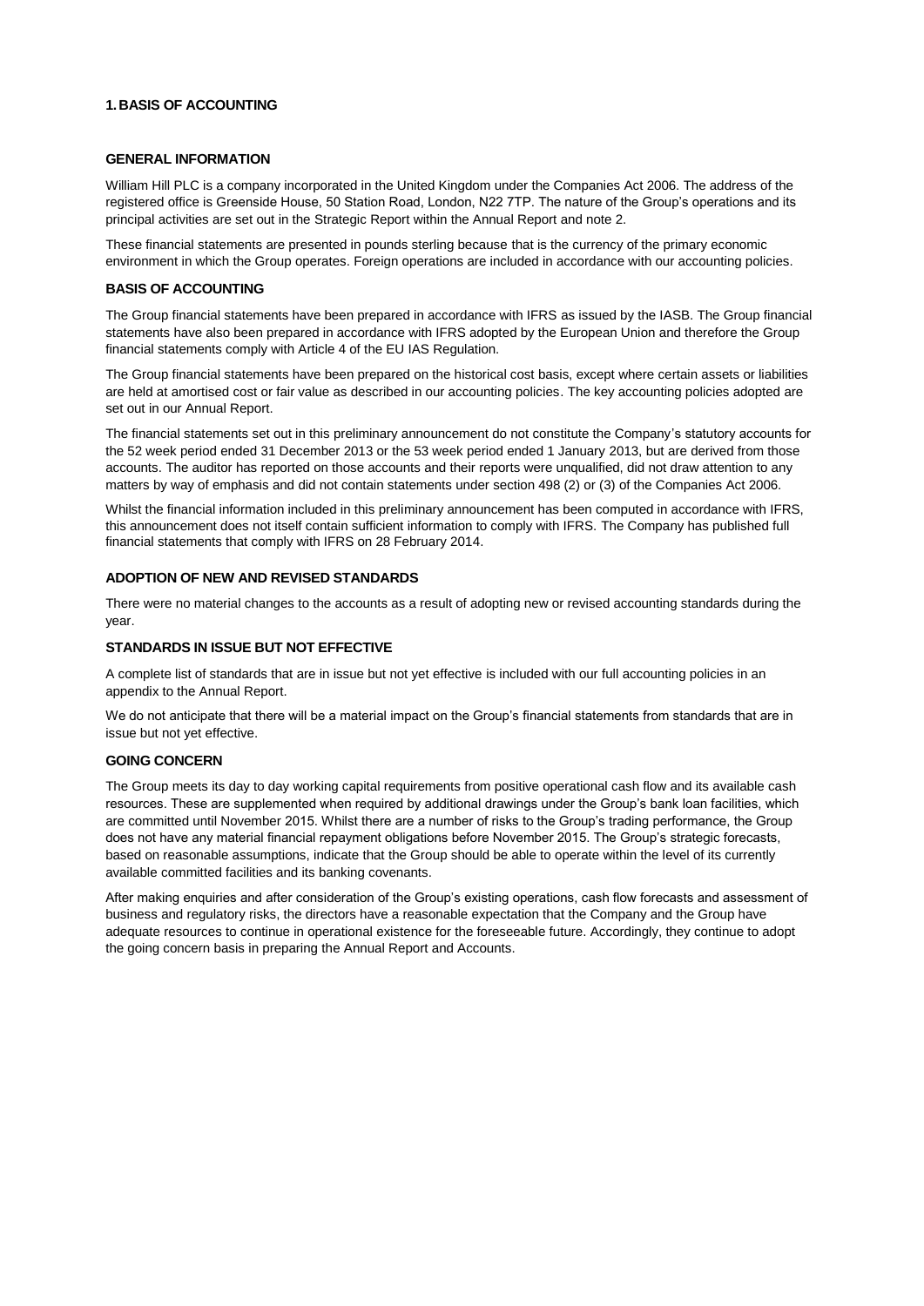## 1. BASIS OF ACCOUNTING

### GENERAL INFORMATION

William Hill PLC is a company incorporated in the United Kingdom under the Companies Act 2006. The address of the registered office is Greenside House, 50 Station Road, London, N22 7TP. The nature of the Group's operations and its principal activities are set out in the Strategic Report within the Annual Report and note 2.

These financial statements are presented in pounds sterling because that is the currency of the primary economic environment in which the Group operates. Foreign operations are included in accordance with our accounting policies.

### BASIS OF ACCOUNTING

The Group financial statements have been prepared in accordance with IFRS as issued by the IASB. The Group financial statements have also been prepared in accordance with IFRS adopted by the European Union and therefore the Group financial statements comply with Article 4 of the EU IAS Regulation.

The Group financial statements have been prepared on the historical cost basis, except where certain assets or liabilities are held at amortised cost or fair value as described in our accounting policies. The key accounting policies adopted are set out in our Annual Report.

The financial statements set out in this preliminary announcement do not constitute the Company's statutory accounts for the 52 week period ended 31 December 2013 or the 53 week period ended 1 January 2013, but are derived from those accounts. The auditor has reported on those accounts and their reports were unqualified, did not draw attention to any matters by way of emphasis and did not contain statements under section 498 (2) or (3) of the Companies Act 2006.

Whilst the financial information included in this preliminary announcement has been computed in accordance with IFRS, this announcement does not itself contain sufficient information to comply with IFRS. The Company has published full financial statements that comply with IFRS on 28 February 2014.

### ADOPTION OF NEW AND REVISED STANDARDS

There were no material changes to the accounts as a result of adopting new or revised accounting standards during the year.

### STANDARDS IN ISSUE BUT NOT EFFECTIVE

A complete list of standards that are in issue but not yet effective is included with our full accounting policies in an appendix to the Annual Report.

We do not anticipate that there will be a material impact on the Group's financial statements from standards that are in issue but not yet effective.

### GOING CONCERN

The Group meets its day to day working capital requirements from positive operational cash flow and its available cash resources. These are supplemented when required by additional drawings under the Group's bank loan facilities, which are committed until November 2015. Whilst there are a number of risks to the Group's trading performance, the Group does not have any material financial repayment obligations before November 2015. The Group's strategic forecasts, based on reasonable assumptions, indicate that the Group should be able to operate within the level of its currently available committed facilities and its banking covenants.

After making enquiries and after consideration of the Group's existing operations, cash flow forecasts and assessment of business and regulatory risks, the directors have a reasonable expectation that the Company and the Group have adequate resources to continue in operational existence for the foreseeable future. Accordingly, they continue to adopt the going concern basis in preparing the Annual Report and Accounts.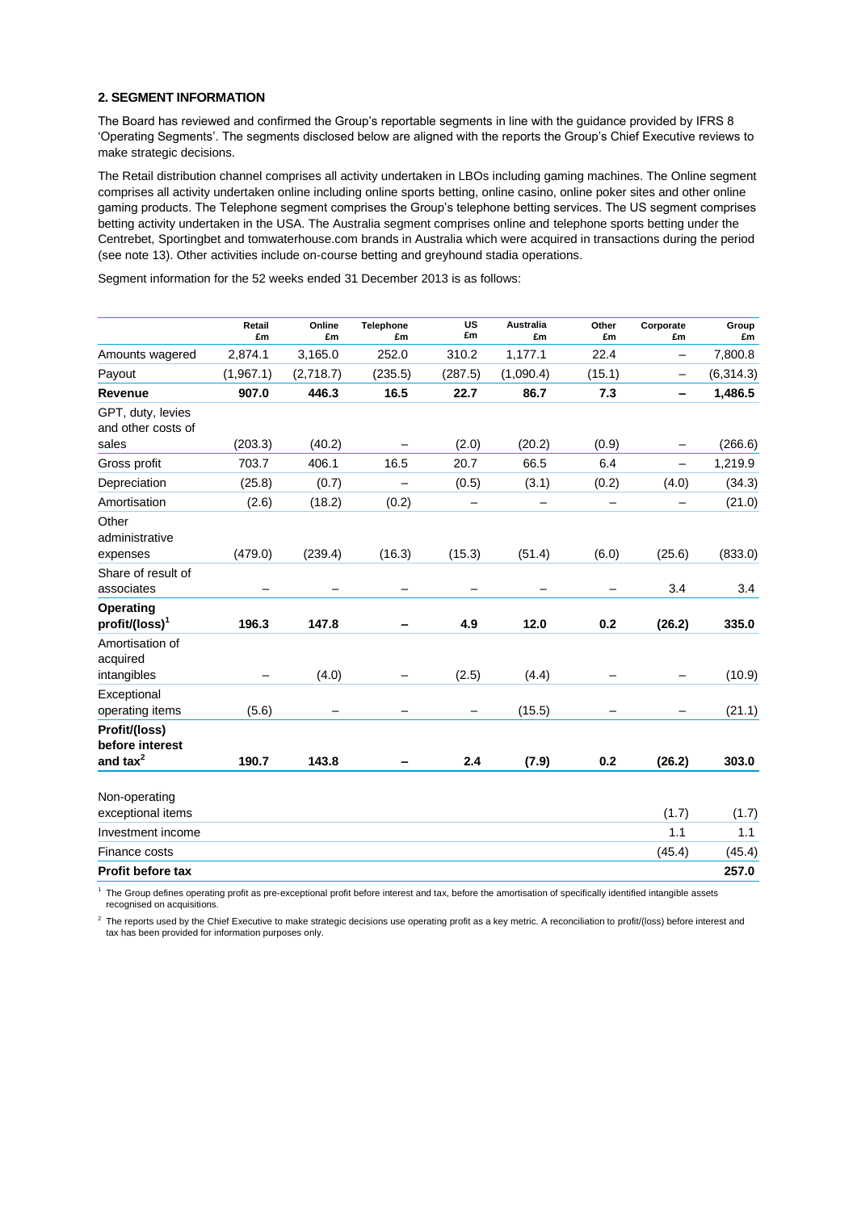## 2. SEGMENT INFORMATION

The Board has reviewed and confirmed the Group's reportable segments in line with the guidance provided by IFRS 8 'Operating Segments'. The segments disclosed below are aligned with the reports the Group's Chief Executive reviews to make strategic decisions.

The Retail distribution channel comprises all activity undertaken in LBOs including gaming machines. The Online segment comprises all activity undertaken online including online sports betting, online casino, online poker sites and other online gaming products. The Telephone segment comprises the Group's telephone betting services. The US segment comprises betting activity undertaken in the USA. The Australia segment comprises online and telephone sports betting under the Centrebet, Sportingbet and tomwaterhouse.com brands in Australia which were acquired in transactions during the period (see note 13). Other activities include on-course betting and greyhound stadia operations.

Segment information for the 52 weeks ended 31 December 2013 is as follows:

| | Retail £m | Online £m | Telephone £m | US £m | Australia £m | Other £m | Corporate £m | Group £m |
|---|---|---|---|---|---|---|---|---|
| Amounts wagered | 2,874.1 | 3,165.0 | 252.0 | 310.2 | 1,177.1 | 22.4 | – | 7,800.8 |
| Payout | (1,967.1) | (2,718.7) | (235.5) | (287.5) | (1,090.4) | (15.1) | – | (6,314.3) |
| **Revenue** | **907.0** | **446.3** | **16.5** | **22.7** | **86.7** | **7.3** | **–** | **1,486.5** |
| GPT, duty, levies and other costs of sales | (203.3) | (40.2) | – | (2.0) | (20.2) | (0.9) | – | (266.6) |
| Gross profit | 703.7 | 406.1 | 16.5 | 20.7 | 66.5 | 6.4 | – | 1,219.9 |
| Depreciation | (25.8) | (0.7) | – | (0.5) | (3.1) | (0.2) | (4.0) | (34.3) |
| Amortisation | (2.6) | (18.2) | (0.2) | – | – | – | – | (21.0) |
| Other administrative expenses | (479.0) | (239.4) | (16.3) | (15.3) | (51.4) | (6.0) | (25.6) | (833.0) |
| Share of result of associates | – | – | – | – | – | – | 3.4 | 3.4 |
| **Operating profit/(loss)[1]** | **196.3** | **147.8** | **–** | **4.9** | **12.0** | **0.2** | **(26.2)** | **335.0** |
| Amortisation of acquired intangibles | – | (4.0) | – | (2.5) | (4.4) | – | – | (10.9) |
| Exceptional operating items | (5.6) | – | – | – | (15.5) | – | – | (21.1) |
| **Profit/(loss) before interest and tax[2]** | **190.7** | **143.8** | **–** | **2.4** | **(7.9)** | **0.2** | **(26.2)** | **303.0** |
| | | | | | | | | |
| Non-operating exceptional items | | | | | | | (1.7) | (1.7) |
| Investment income | | | | | | | 1.1 | 1.1 |
| Finance costs | | | | | | | (45.4) | (45.4) |
| **Profit before tax** | | | | | | | | **257.0** |

[1] The Group defines operating profit as pre-exceptional profit before interest and tax, before the amortisation of specifically identified intangible assets recognised on acquisitions.

[2] The reports used by the Chief Executive to make strategic decisions use operating profit as a key metric. A reconciliation to profit/(loss) before interest and tax has been provided for information purposes only.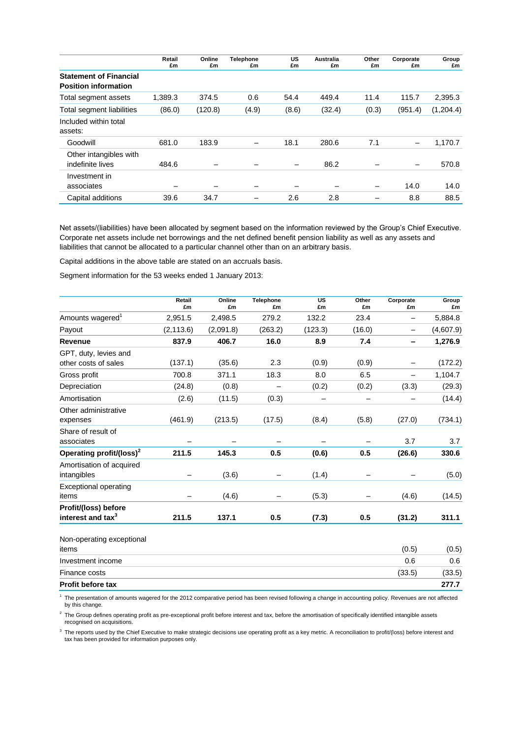| | Retail £m | Online £m | Telephone £m | US £m | Australia £m | Other £m | Corporate £m | Group £m |
|---|---|---|---|---|---|---|---|---|
| **Statement of Financial Position information** | | | | | | | | |
| Total segment assets | 1,389.3 | 374.5 | 0.6 | 54.4 | 449.4 | 11.4 | 115.7 | 2,395.3 |
| Total segment liabilities | (86.0) | (120.8) | (4.9) | (8.6) | (32.4) | (0.3) | (951.4) | (1,204.4) |
| Included within total assets: | | | | | | | | |
| Goodwill | 681.0 | 183.9 | – | 18.1 | 280.6 | 7.1 | – | 1,170.7 |
| Other intangibles with indefinite lives | 484.6 | – | – | – | 86.2 | – | – | 570.8 |
| Investment in associates | – | – | – | – | – | – | 14.0 | 14.0 |
| Capital additions | 39.6 | 34.7 | – | 2.6 | 2.8 | – | 8.8 | 88.5 |

Net assets/(liabilities) have been allocated by segment based on the information reviewed by the Group's Chief Executive. Corporate net assets include net borrowings and the net defined benefit pension liability as well as any assets and liabilities that cannot be allocated to a particular channel other than on an arbitrary basis.

Capital additions in the above table are stated on an accruals basis.

Segment information for the 53 weeks ended 1 January 2013:

| | Retail £m | Online £m | Telephone £m | US £m | Other £m | Corporate £m | Group £m |
|---|---|---|---|---|---|---|---|
| Amounts wagered[1] | 2,951.5 | 2,498.5 | 279.2 | 132.2 | 23.4 | – | 5,884.8 |
| Payout | (2,113.6) | (2,091.8) | (263.2) | (123.3) | (16.0) | – | (4,607.9) |
| **Revenue** | **837.9** | **406.7** | **16.0** | **8.9** | **7.4** | **–** | **1,276.9** |
| GPT, duty, levies and other costs of sales | (137.1) | (35.6) | 2.3 | (0.9) | (0.9) | – | (172.2) |
| Gross profit | 700.8 | 371.1 | 18.3 | 8.0 | 6.5 | – | 1,104.7 |
| Depreciation | (24.8) | (0.8) | – | (0.2) | (0.2) | (3.3) | (29.3) |
| Amortisation | (2.6) | (11.5) | (0.3) | – | – | – | (14.4) |
| Other administrative expenses | (461.9) | (213.5) | (17.5) | (8.4) | (5.8) | (27.0) | (734.1) |
| Share of result of associates | – | – | – | – | – | 3.7 | 3.7 |
| **Operating profit/(loss)[2]** | **211.5** | **145.3** | **0.5** | **(0.6)** | **0.5** | **(26.6)** | **330.6** |
| Amortisation of acquired intangibles | – | (3.6) | – | (1.4) | – | – | (5.0) |
| Exceptional operating items | – | (4.6) | – | (5.3) | – | (4.6) | (14.5) |
| **Profit/(loss) before interest and tax[3]** | **211.5** | **137.1** | **0.5** | **(7.3)** | **0.5** | **(31.2)** | **311.1** |
| | | | | | | | |
| Non-operating exceptional items | | | | | | (0.5) | (0.5) |
| Investment income | | | | | | 0.6 | 0.6 |
| Finance costs | | | | | | (33.5) | (33.5) |
| **Profit before tax** | | | | | | | **277.7** |

[1] The presentation of amounts wagered for the 2012 comparative period has been revised following a change in accounting policy. Revenues are not affected by this change.

[2] The Group defines operating profit as pre-exceptional profit before interest and tax, before the amortisation of specifically identified intangible assets recognised on acquisitions.

[3] The reports used by the Chief Executive to make strategic decisions use operating profit as a key metric. A reconciliation to profit/(loss) before interest and tax has been provided for information purposes only.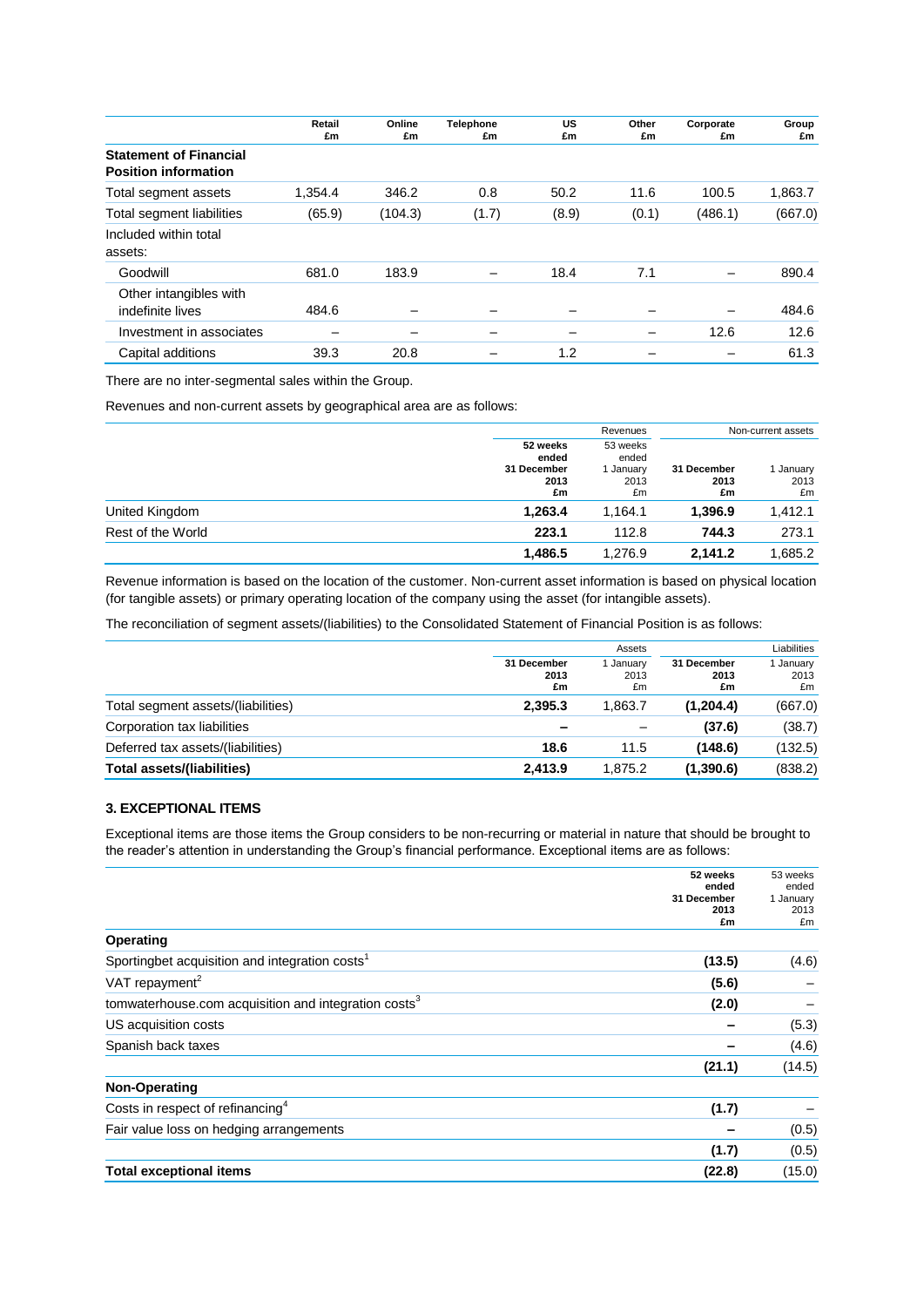| | Retail £m | Online £m | Telephone £m | US £m | Other £m | Corporate £m | Group £m |
|---|---|---|---|---|---|---|---|
| **Statement of Financial Position information** | | | | | | | |
| Total segment assets | 1,354.4 | 346.2 | 0.8 | 50.2 | 11.6 | 100.5 | 1,863.7 |
| Total segment liabilities | (65.9) | (104.3) | (1.7) | (8.9) | (0.1) | (486.1) | (667.0) |
| Included within total assets: | | | | | | | |
| Goodwill | 681.0 | 183.9 | – | 18.4 | 7.1 | – | 890.4 |
| Other intangibles with indefinite lives | 484.6 | – | – | – | – | – | 484.6 |
| Investment in associates | – | – | – | – | – | 12.6 | 12.6 |
| Capital additions | 39.3 | 20.8 | – | 1.2 | – | – | 61.3 |

There are no inter-segmental sales within the Group.

Revenues and non-current assets by geographical area are as follows:

| | Revenues | | Non-current assets | |
|---|---|---|---|---|
| | **52 weeks ended 31 December 2013 £m** | 53 weeks ended 1 January 2013 £m | **31 December 2013 £m** | 1 January 2013 £m |
| United Kingdom | **1,263.4** | 1,164.1 | **1,396.9** | 1,412.1 |
| Rest of the World | **223.1** | 112.8 | **744.3** | 273.1 |
| | **1,486.5** | 1,276.9 | **2,141.2** | 1,685.2 |

Revenue information is based on the location of the customer. Non-current asset information is based on physical location (for tangible assets) or primary operating location of the company using the asset (for intangible assets).

The reconciliation of segment assets/(liabilities) to the Consolidated Statement of Financial Position is as follows:

| | Assets | | Liabilities | |
|---|---|---|---|---|
| | **31 December 2013 £m** | 1 January 2013 £m | **31 December 2013 £m** | 1 January 2013 £m |
| Total segment assets/(liabilities) | **2,395.3** | 1,863.7 | **(1,204.4)** | (667.0) |
| Corporation tax liabilities | **–** | – | **(37.6)** | (38.7) |
| Deferred tax assets/(liabilities) | **18.6** | 11.5 | **(148.6)** | (132.5) |
| **Total assets/(liabilities)** | **2,413.9** | 1,875.2 | **(1,390.6)** | (838.2) |

### 3. EXCEPTIONAL ITEMS

Exceptional items are those items the Group considers to be non-recurring or material in nature that should be brought to the reader's attention in understanding the Group's financial performance. Exceptional items are as follows:

| | **52 weeks ended 31 December 2013 £m** | 53 weeks ended 1 January 2013 £m |
|---|---|---|
| **Operating** | | |
| Sportingbet acquisition and integration costs[1] | **(13.5)** | (4.6) |
| VAT repayment[2] | **(5.6)** | – |
| tomwaterhouse.com acquisition and integration costs[3] | **(2.0)** | – |
| US acquisition costs | **–** | (5.3) |
| Spanish back taxes | **–** | (4.6) |
| | **(21.1)** | (14.5) |
| **Non-Operating** | | |
| Costs in respect of refinancing[4] | **(1.7)** | – |
| Fair value loss on hedging arrangements | **–** | (0.5) |
| | **(1.7)** | (0.5) |
| **Total exceptional items** | **(22.8)** | (15.0) |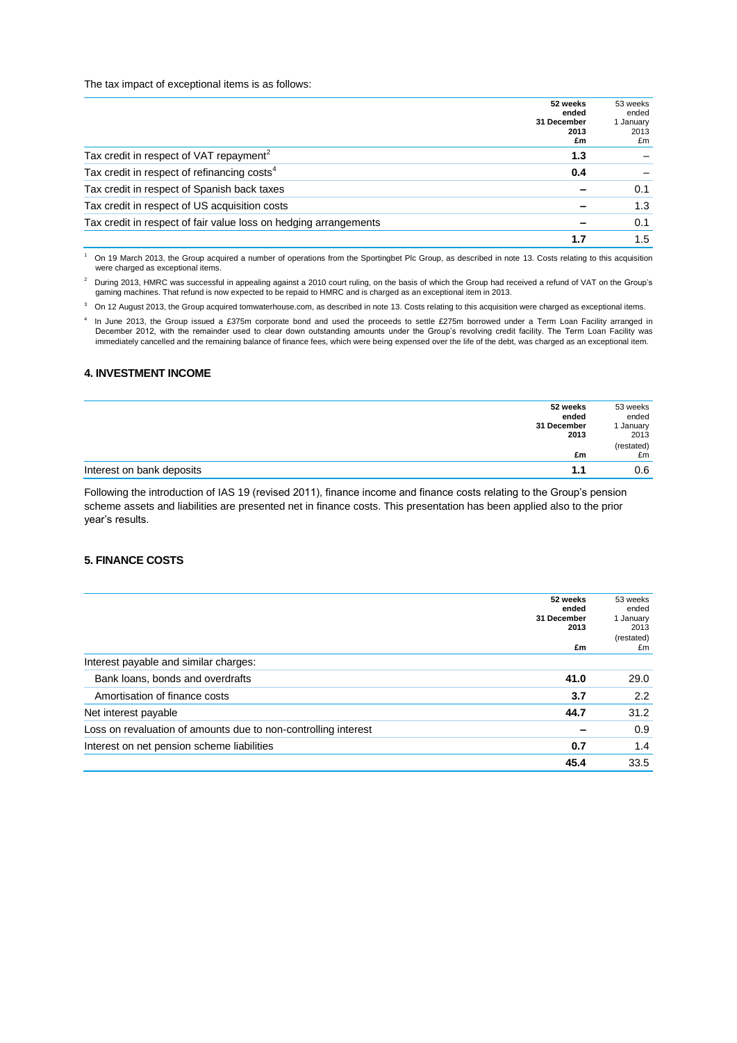The tax impact of exceptional items is as follows:

| | 52 weeks ended 31 December 2013 £m | 53 weeks ended 1 January 2013 £m |
|---|---|---|
| Tax credit in respect of VAT repayment[2] | **1.3** | – |
| Tax credit in respect of refinancing costs[4] | **0.4** | – |
| Tax credit in respect of Spanish back taxes | **–** | 0.1 |
| Tax credit in respect of US acquisition costs | **–** | 1.3 |
| Tax credit in respect of fair value loss on hedging arrangements | **–** | 0.1 |
| | **1.7** | 1.5 |

[1] On 19 March 2013, the Group acquired a number of operations from the Sportingbet Plc Group, as described in note 13. Costs relating to this acquisition were charged as exceptional items.

[2] During 2013, HMRC was successful in appealing against a 2010 court ruling, on the basis of which the Group had received a refund of VAT on the Group's gaming machines. That refund is now expected to be repaid to HMRC and is charged as an exceptional item in 2013.

[3] On 12 August 2013, the Group acquired tomwaterhouse.com, as described in note 13. Costs relating to this acquisition were charged as exceptional items.

[4] In June 2013, the Group issued a £375m corporate bond and used the proceeds to settle £275m borrowed under a Term Loan Facility arranged in December 2012, with the remainder used to clear down outstanding amounts under the Group's revolving credit facility. The Term Loan Facility was immediately cancelled and the remaining balance of finance fees, which were being expensed over the life of the debt, was charged as an exceptional item.

## 4. INVESTMENT INCOME

| | 52 weeks ended 31 December 2013 £m | 53 weeks ended 1 January 2013 (restated) £m |
|---|---|---|
| Interest on bank deposits | **1.1** | 0.6 |

Following the introduction of IAS 19 (revised 2011), finance income and finance costs relating to the Group's pension scheme assets and liabilities are presented net in finance costs. This presentation has been applied also to the prior year's results.

## 5. FINANCE COSTS

| | 52 weeks ended 31 December 2013 £m | 53 weeks ended 1 January 2013 (restated) £m |
|---|---|---|
| Interest payable and similar charges: | | |
| Bank loans, bonds and overdrafts | **41.0** | 29.0 |
| Amortisation of finance costs | **3.7** | 2.2 |
| Net interest payable | **44.7** | 31.2 |
| Loss on revaluation of amounts due to non-controlling interest | **–** | 0.9 |
| Interest on net pension scheme liabilities | **0.7** | 1.4 |
| | **45.4** | 33.5 |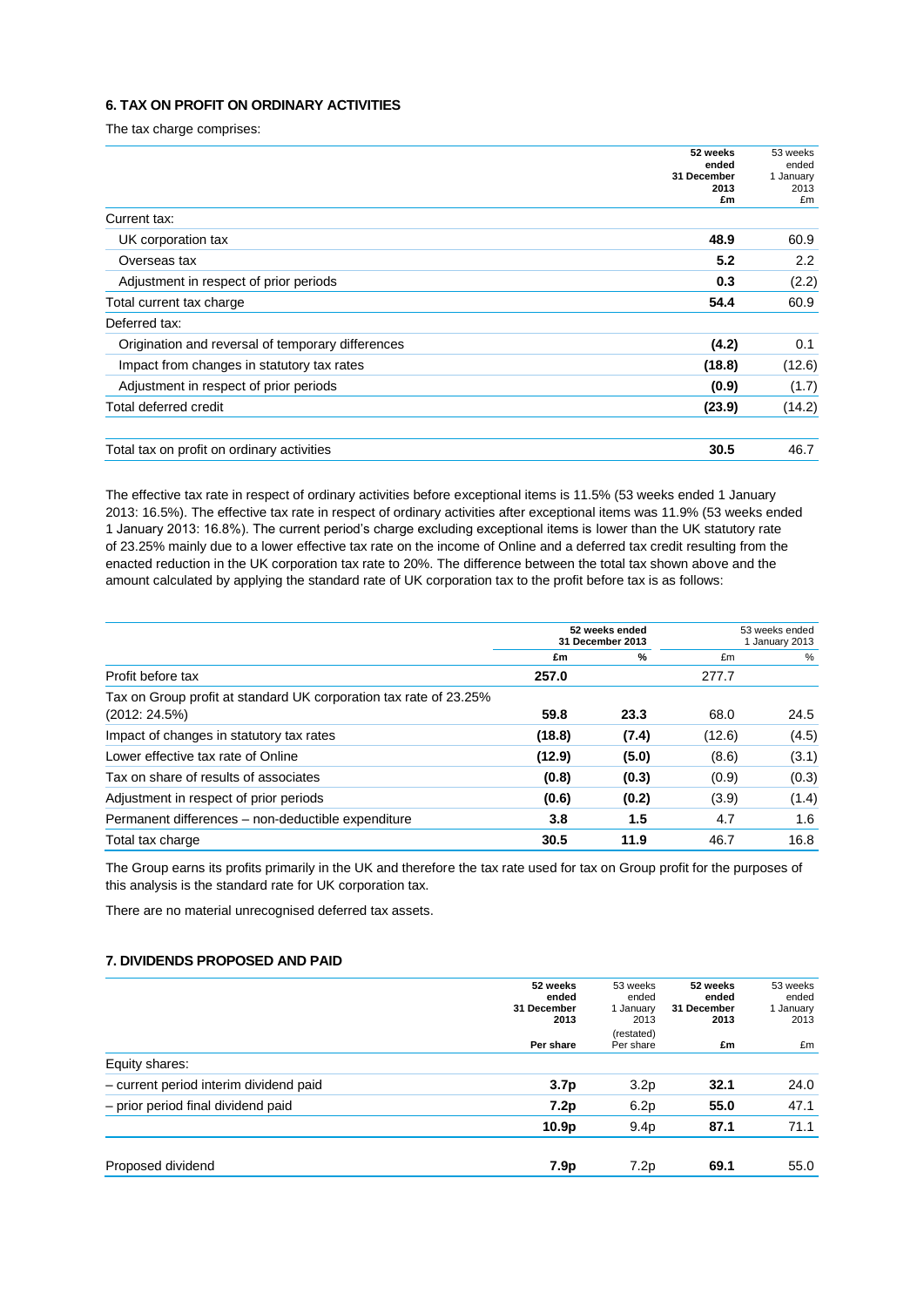## 6. TAX ON PROFIT ON ORDINARY ACTIVITIES

The tax charge comprises:

| | **52 weeks ended 31 December 2013 £m** | 53 weeks ended 1 January 2013 £m |
|---|---|---|
| Current tax: | | |
| UK corporation tax | **48.9** | 60.9 |
| Overseas tax | **5.2** | 2.2 |
| Adjustment in respect of prior periods | **0.3** | (2.2) |
| Total current tax charge | **54.4** | 60.9 |
| Deferred tax: | | |
| Origination and reversal of temporary differences | **(4.2)** | 0.1 |
| Impact from changes in statutory tax rates | **(18.8)** | (12.6) |
| Adjustment in respect of prior periods | **(0.9)** | (1.7) |
| Total deferred credit | **(23.9)** | (14.2) |
| Total tax on profit on ordinary activities | **30.5** | 46.7 |

The effective tax rate in respect of ordinary activities before exceptional items is 11.5% (53 weeks ended 1 January 2013: 16.5%). The effective tax rate in respect of ordinary activities after exceptional items was 11.9% (53 weeks ended 1 January 2013: 16.8%). The current period's charge excluding exceptional items is lower than the UK statutory rate of 23.25% mainly due to a lower effective tax rate on the income of Online and a deferred tax credit resulting from the enacted reduction in the UK corporation tax rate to 20%. The difference between the total tax shown above and the amount calculated by applying the standard rate of UK corporation tax to the profit before tax is as follows:

| | **52 weeks ended 31 December 2013** | | 53 weeks ended 1 January 2013 | |
|---|---|---|---|---|
| | **£m** | **%** | £m | % |
| Profit before tax | **257.0** | | 277.7 | |
| Tax on Group profit at standard UK corporation tax rate of 23.25% (2012: 24.5%) | **59.8** | **23.3** | 68.0 | 24.5 |
| Impact of changes in statutory tax rates | **(18.8)** | **(7.4)** | (12.6) | (4.5) |
| Lower effective tax rate of Online | **(12.9)** | **(5.0)** | (8.6) | (3.1) |
| Tax on share of results of associates | **(0.8)** | **(0.3)** | (0.9) | (0.3) |
| Adjustment in respect of prior periods | **(0.6)** | **(0.2)** | (3.9) | (1.4) |
| Permanent differences – non-deductible expenditure | **3.8** | **1.5** | 4.7 | 1.6 |
| Total tax charge | **30.5** | **11.9** | 46.7 | 16.8 |

The Group earns its profits primarily in the UK and therefore the tax rate used for tax on Group profit for the purposes of this analysis is the standard rate for UK corporation tax.

There are no material unrecognised deferred tax assets.

## 7. DIVIDENDS PROPOSED AND PAID

| | **52 weeks ended 31 December 2013 Per share** | 53 weeks ended 1 January 2013 (restated) Per share | **52 weeks ended 31 December 2013 £m** | 53 weeks ended 1 January 2013 £m |
|---|---|---|---|---|
| Equity shares: | | | | |
| – current period interim dividend paid | **3.7p** | 3.2p | **32.1** | 24.0 |
| – prior period final dividend paid | **7.2p** | 6.2p | **55.0** | 47.1 |
| | **10.9p** | 9.4p | **87.1** | 71.1 |
| Proposed dividend | **7.9p** | 7.2p | **69.1** | 55.0 |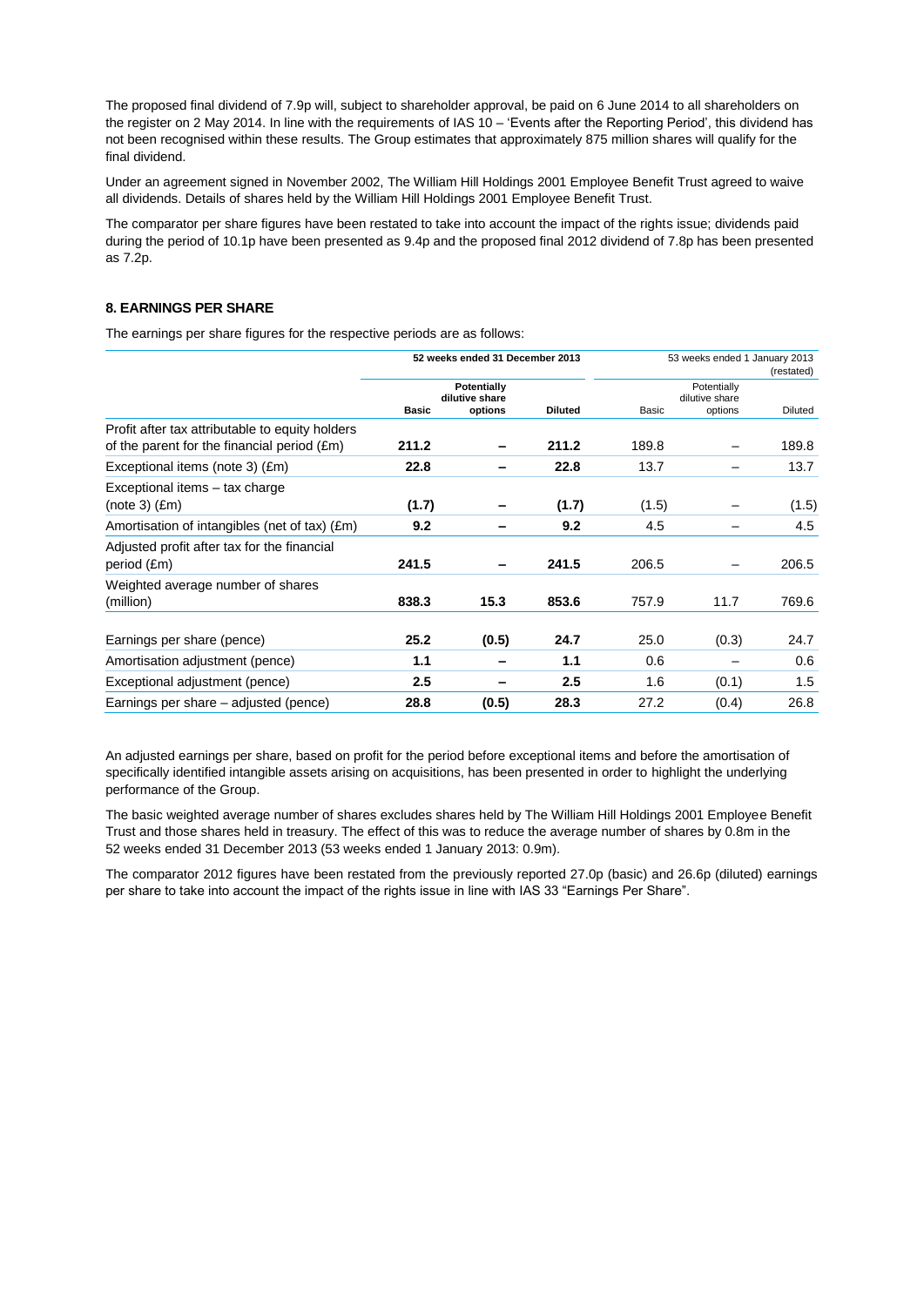The proposed final dividend of 7.9p will, subject to shareholder approval, be paid on 6 June 2014 to all shareholders on the register on 2 May 2014. In line with the requirements of IAS 10 – 'Events after the Reporting Period', this dividend has not been recognised within these results. The Group estimates that approximately 875 million shares will qualify for the final dividend.

Under an agreement signed in November 2002, The William Hill Holdings 2001 Employee Benefit Trust agreed to waive all dividends. Details of shares held by the William Hill Holdings 2001 Employee Benefit Trust.

The comparator per share figures have been restated to take into account the impact of the rights issue; dividends paid during the period of 10.1p have been presented as 9.4p and the proposed final 2012 dividend of 7.8p has been presented as 7.2p.

## 8. EARNINGS PER SHARE

The earnings per share figures for the respective periods are as follows:

| | 52 weeks ended 31 December 2013 | | | 53 weeks ended 1 January 2013 (restated) | | |
|---|---|---|---|---|---|---|
| | **Basic** | **Potentially dilutive share options** | **Diluted** | Basic | Potentially dilutive share options | Diluted |
| Profit after tax attributable to equity holders of the parent for the financial period (£m) | **211.2** | **–** | **211.2** | 189.8 | – | 189.8 |
| Exceptional items (note 3) (£m) | **22.8** | **–** | **22.8** | 13.7 | – | 13.7 |
| Exceptional items – tax charge (note 3) (£m) | **(1.7)** | **–** | **(1.7)** | (1.5) | – | (1.5) |
| Amortisation of intangibles (net of tax) (£m) | **9.2** | **–** | **9.2** | 4.5 | – | 4.5 |
| Adjusted profit after tax for the financial period (£m) | **241.5** | **–** | **241.5** | 206.5 | – | 206.5 |
| Weighted average number of shares (million) | **838.3** | **15.3** | **853.6** | 757.9 | 11.7 | 769.6 |
| Earnings per share (pence) | **25.2** | **(0.5)** | **24.7** | 25.0 | (0.3) | 24.7 |
| Amortisation adjustment (pence) | **1.1** | **–** | **1.1** | 0.6 | – | 0.6 |
| Exceptional adjustment (pence) | **2.5** | **–** | **2.5** | 1.6 | (0.1) | 1.5 |
| Earnings per share – adjusted (pence) | **28.8** | **(0.5)** | **28.3** | 27.2 | (0.4) | 26.8 |

An adjusted earnings per share, based on profit for the period before exceptional items and before the amortisation of specifically identified intangible assets arising on acquisitions, has been presented in order to highlight the underlying performance of the Group.

The basic weighted average number of shares excludes shares held by The William Hill Holdings 2001 Employee Benefit Trust and those shares held in treasury. The effect of this was to reduce the average number of shares by 0.8m in the 52 weeks ended 31 December 2013 (53 weeks ended 1 January 2013: 0.9m).

The comparator 2012 figures have been restated from the previously reported 27.0p (basic) and 26.6p (diluted) earnings per share to take into account the impact of the rights issue in line with IAS 33 "Earnings Per Share".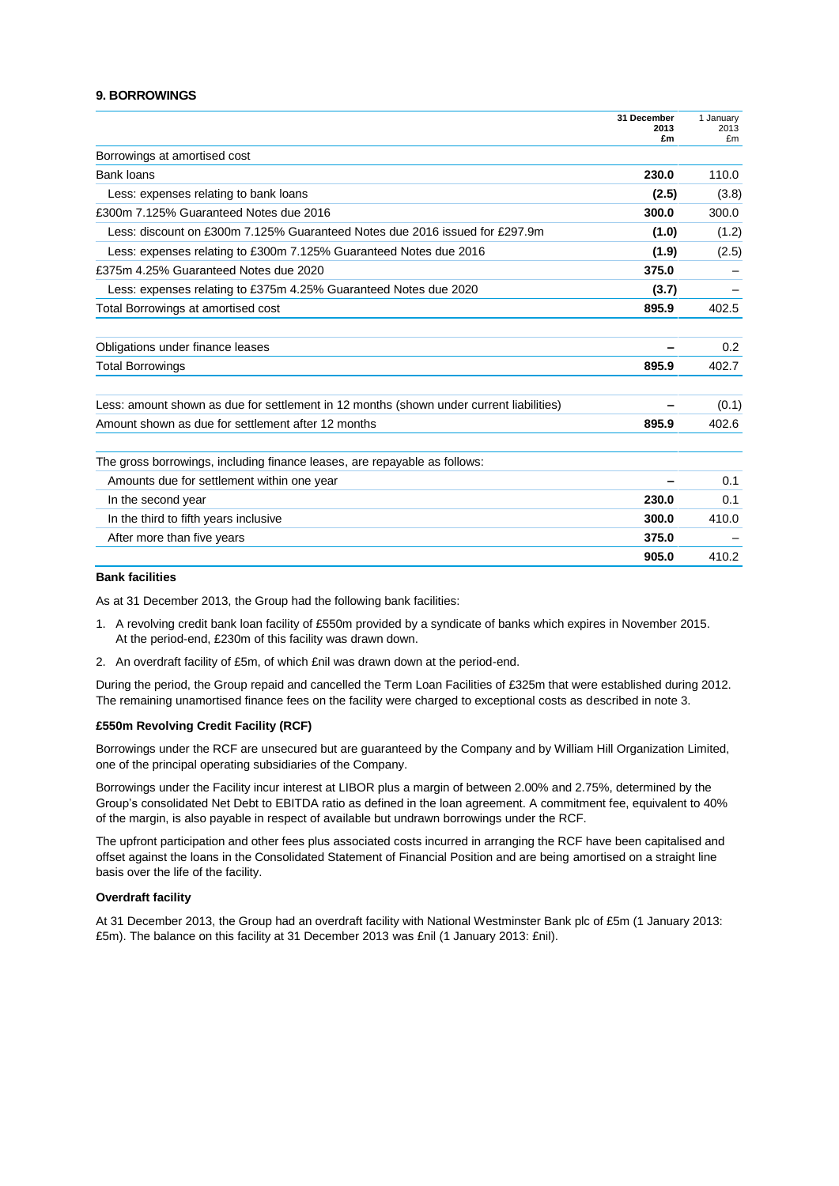## 9. BORROWINGS

| | 31 December 2013 £m | 1 January 2013 £m |
|---|---|---|
| Borrowings at amortised cost | | |
| Bank loans | **230.0** | 110.0 |
| Less: expenses relating to bank loans | **(2.5)** | (3.8) |
| £300m 7.125% Guaranteed Notes due 2016 | **300.0** | 300.0 |
| Less: discount on £300m 7.125% Guaranteed Notes due 2016 issued for £297.9m | **(1.0)** | (1.2) |
| Less: expenses relating to £300m 7.125% Guaranteed Notes due 2016 | **(1.9)** | (2.5) |
| £375m 4.25% Guaranteed Notes due 2020 | **375.0** | – |
| Less: expenses relating to £375m 4.25% Guaranteed Notes due 2020 | **(3.7)** | – |
| Total Borrowings at amortised cost | **895.9** | 402.5 |
| | | |
| Obligations under finance leases | **–** | 0.2 |
| Total Borrowings | **895.9** | 402.7 |
| | | |
| Less: amount shown as due for settlement in 12 months (shown under current liabilities) | **–** | (0.1) |
| Amount shown as due for settlement after 12 months | **895.9** | 402.6 |
| | | |
| The gross borrowings, including finance leases, are repayable as follows: | | |
| Amounts due for settlement within one year | **–** | 0.1 |
| In the second year | **230.0** | 0.1 |
| In the third to fifth years inclusive | **300.0** | 410.0 |
| After more than five years | **375.0** | – |
| | **905.0** | 410.2 |

### Bank facilities

As at 31 December 2013, the Group had the following bank facilities:

1. A revolving credit bank loan facility of £550m provided by a syndicate of banks which expires in November 2015. At the period-end, £230m of this facility was drawn down.
2. An overdraft facility of £5m, of which £nil was drawn down at the period-end.

During the period, the Group repaid and cancelled the Term Loan Facilities of £325m that were established during 2012. The remaining unamortised finance fees on the facility were charged to exceptional costs as described in note 3.

### £550m Revolving Credit Facility (RCF)

Borrowings under the RCF are unsecured but are guaranteed by the Company and by William Hill Organization Limited, one of the principal operating subsidiaries of the Company.

Borrowings under the Facility incur interest at LIBOR plus a margin of between 2.00% and 2.75%, determined by the Group's consolidated Net Debt to EBITDA ratio as defined in the loan agreement. A commitment fee, equivalent to 40% of the margin, is also payable in respect of available but undrawn borrowings under the RCF.

The upfront participation and other fees plus associated costs incurred in arranging the RCF have been capitalised and offset against the loans in the Consolidated Statement of Financial Position and are being amortised on a straight line basis over the life of the facility.

### Overdraft facility

At 31 December 2013, the Group had an overdraft facility with National Westminster Bank plc of £5m (1 January 2013: £5m). The balance on this facility at 31 December 2013 was £nil (1 January 2013: £nil).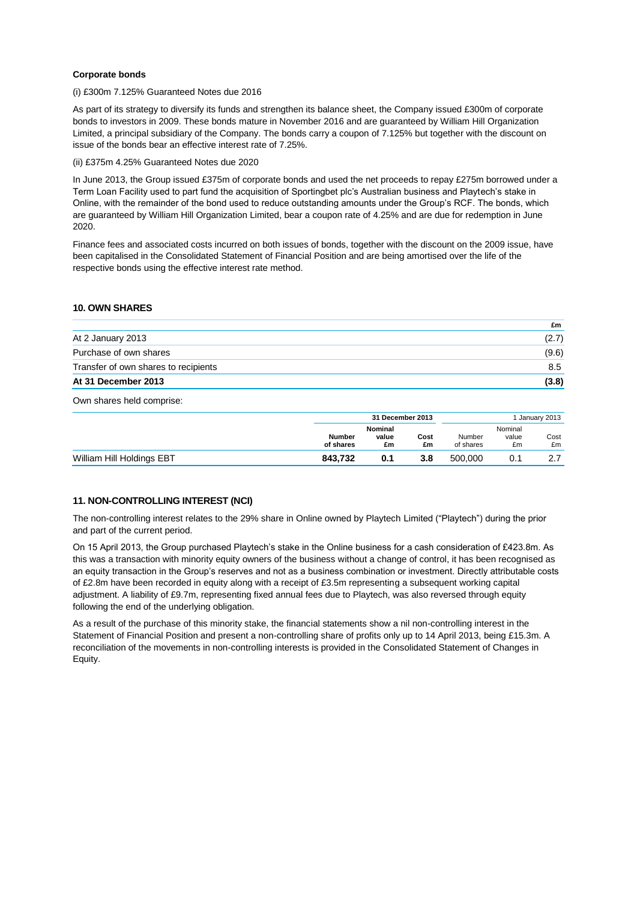**Corporate bonds**

(i) £300m 7.125% Guaranteed Notes due 2016

As part of its strategy to diversify its funds and strengthen its balance sheet, the Company issued £300m of corporate bonds to investors in 2009. These bonds mature in November 2016 and are guaranteed by William Hill Organization Limited, a principal subsidiary of the Company. The bonds carry a coupon of 7.125% but together with the discount on issue of the bonds bear an effective interest rate of 7.25%.

(ii) £375m 4.25% Guaranteed Notes due 2020

In June 2013, the Group issued £375m of corporate bonds and used the net proceeds to repay £275m borrowed under a Term Loan Facility used to part fund the acquisition of Sportingbet plc's Australian business and Playtech's stake in Online, with the remainder of the bond used to reduce outstanding amounts under the Group's RCF. The bonds, which are guaranteed by William Hill Organization Limited, bear a coupon rate of 4.25% and are due for redemption in June 2020.

Finance fees and associated costs incurred on both issues of bonds, together with the discount on the 2009 issue, have been capitalised in the Consolidated Statement of Financial Position and are being amortised over the life of the respective bonds using the effective interest rate method.

## 10. OWN SHARES

| | £m |
|---|---|
| At 2 January 2013 | (2.7) |
| Purchase of own shares | (9.6) |
| Transfer of own shares to recipients | 8.5 |
| **At 31 December 2013** | **(3.8)** |

Own shares held comprise:

| | **31 December 2013** | | | 1 January 2013 | | |
|---|---|---|---|---|---|---|
| | **Number of shares** | **Nominal value £m** | **Cost £m** | Number of shares | Nominal value £m | Cost £m |
| William Hill Holdings EBT | **843,732** | **0.1** | **3.8** | 500,000 | 0.1 | 2.7 |

## 11. NON-CONTROLLING INTEREST (NCI)

The non-controlling interest relates to the 29% share in Online owned by Playtech Limited ("Playtech") during the prior and part of the current period.

On 15 April 2013, the Group purchased Playtech's stake in the Online business for a cash consideration of £423.8m. As this was a transaction with minority equity owners of the business without a change of control, it has been recognised as an equity transaction in the Group's reserves and not as a business combination or investment. Directly attributable costs of £2.8m have been recorded in equity along with a receipt of £3.5m representing a subsequent working capital adjustment. A liability of £9.7m, representing fixed annual fees due to Playtech, was also reversed through equity following the end of the underlying obligation.

As a result of the purchase of this minority stake, the financial statements show a nil non-controlling interest in the Statement of Financial Position and present a non-controlling share of profits only up to 14 April 2013, being £15.3m. A reconciliation of the movements in non-controlling interests is provided in the Consolidated Statement of Changes in Equity.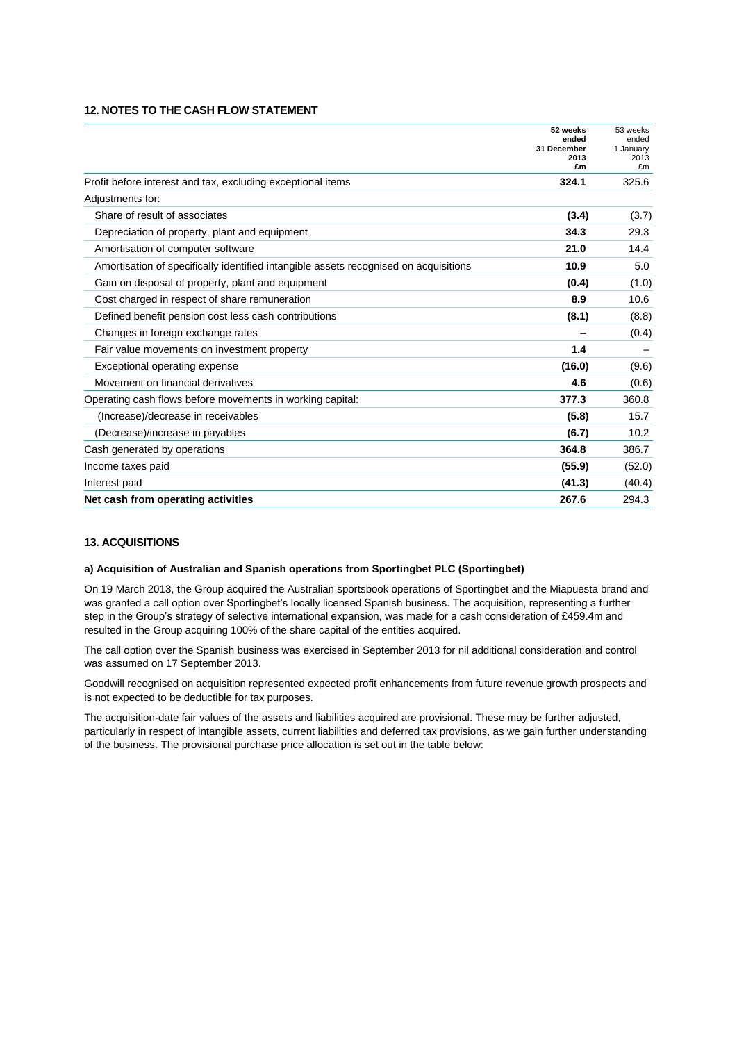## 12. NOTES TO THE CASH FLOW STATEMENT

| | 52 weeks ended 31 December 2013 £m | 53 weeks ended 1 January 2013 £m |
|---|---|---|
| Profit before interest and tax, excluding exceptional items | **324.1** | 325.6 |
| Adjustments for: | | |
| Share of result of associates | **(3.4)** | (3.7) |
| Depreciation of property, plant and equipment | **34.3** | 29.3 |
| Amortisation of computer software | **21.0** | 14.4 |
| Amortisation of specifically identified intangible assets recognised on acquisitions | **10.9** | 5.0 |
| Gain on disposal of property, plant and equipment | **(0.4)** | (1.0) |
| Cost charged in respect of share remuneration | **8.9** | 10.6 |
| Defined benefit pension cost less cash contributions | **(8.1)** | (8.8) |
| Changes in foreign exchange rates | **–** | (0.4) |
| Fair value movements on investment property | **1.4** | – |
| Exceptional operating expense | **(16.0)** | (9.6) |
| Movement on financial derivatives | **4.6** | (0.6) |
| Operating cash flows before movements in working capital: | **377.3** | 360.8 |
| (Increase)/decrease in receivables | **(5.8)** | 15.7 |
| (Decrease)/increase in payables | **(6.7)** | 10.2 |
| Cash generated by operations | **364.8** | 386.7 |
| Income taxes paid | **(55.9)** | (52.0) |
| Interest paid | **(41.3)** | (40.4) |
| **Net cash from operating activities** | **267.6** | 294.3 |

## 13. ACQUISITIONS

### a) Acquisition of Australian and Spanish operations from Sportingbet PLC (Sportingbet)

On 19 March 2013, the Group acquired the Australian sportsbook operations of Sportingbet and the Miapuesta brand and was granted a call option over Sportingbet's locally licensed Spanish business. The acquisition, representing a further step in the Group's strategy of selective international expansion, was made for a cash consideration of £459.4m and resulted in the Group acquiring 100% of the share capital of the entities acquired.

The call option over the Spanish business was exercised in September 2013 for nil additional consideration and control was assumed on 17 September 2013.

Goodwill recognised on acquisition represented expected profit enhancements from future revenue growth prospects and is not expected to be deductible for tax purposes.

The acquisition-date fair values of the assets and liabilities acquired are provisional. These may be further adjusted, particularly in respect of intangible assets, current liabilities and deferred tax provisions, as we gain further understanding of the business. The provisional purchase price allocation is set out in the table below: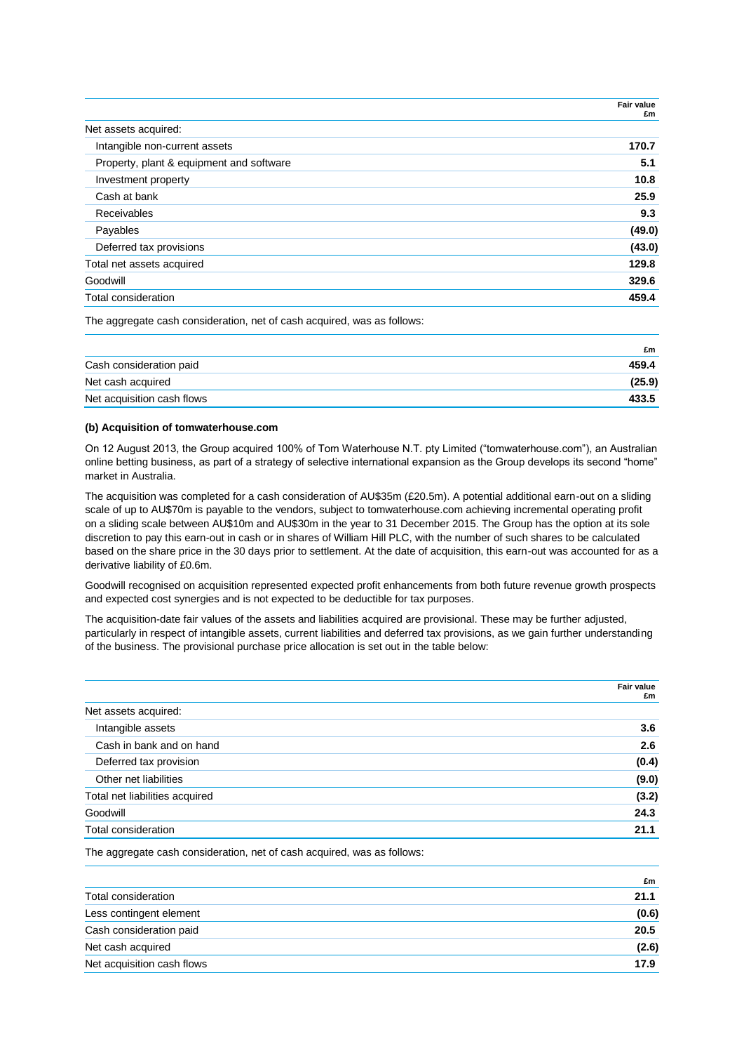| | Fair value £m |
|---|---|
| Net assets acquired: | |
| Intangible non-current assets | **170.7** |
| Property, plant & equipment and software | **5.1** |
| Investment property | **10.8** |
| Cash at bank | **25.9** |
| Receivables | **9.3** |
| Payables | **(49.0)** |
| Deferred tax provisions | **(43.0)** |
| Total net assets acquired | **129.8** |
| Goodwill | **329.6** |
| Total consideration | **459.4** |

The aggregate cash consideration, net of cash acquired, was as follows:

| | £m |
|---|---|
| Cash consideration paid | **459.4** |
| Net cash acquired | **(25.9)** |
| Net acquisition cash flows | **433.5** |

**(b) Acquisition of tomwaterhouse.com**

On 12 August 2013, the Group acquired 100% of Tom Waterhouse N.T. pty Limited ("tomwaterhouse.com"), an Australian online betting business, as part of a strategy of selective international expansion as the Group develops its second "home" market in Australia.

The acquisition was completed for a cash consideration of AU$35m (£20.5m). A potential additional earn-out on a sliding scale of up to AU$70m is payable to the vendors, subject to tomwaterhouse.com achieving incremental operating profit on a sliding scale between AU$10m and AU$30m in the year to 31 December 2015. The Group has the option at its sole discretion to pay this earn-out in cash or in shares of William Hill PLC, with the number of such shares to be calculated based on the share price in the 30 days prior to settlement. At the date of acquisition, this earn-out was accounted for as a derivative liability of £0.6m.

Goodwill recognised on acquisition represented expected profit enhancements from both future revenue growth prospects and expected cost synergies and is not expected to be deductible for tax purposes.

The acquisition-date fair values of the assets and liabilities acquired are provisional. These may be further adjusted, particularly in respect of intangible assets, current liabilities and deferred tax provisions, as we gain further understanding of the business. The provisional purchase price allocation is set out in the table below:

| | Fair value £m |
|---|---|
| Net assets acquired: | |
| Intangible assets | **3.6** |
| Cash in bank and on hand | **2.6** |
| Deferred tax provision | **(0.4)** |
| Other net liabilities | **(9.0)** |
| Total net liabilities acquired | **(3.2)** |
| Goodwill | **24.3** |
| Total consideration | **21.1** |

The aggregate cash consideration, net of cash acquired, was as follows:

| | £m |
|---|---|
| Total consideration | **21.1** |
| Less contingent element | **(0.6)** |
| Cash consideration paid | **20.5** |
| Net cash acquired | **(2.6)** |
| Net acquisition cash flows | **17.9** |